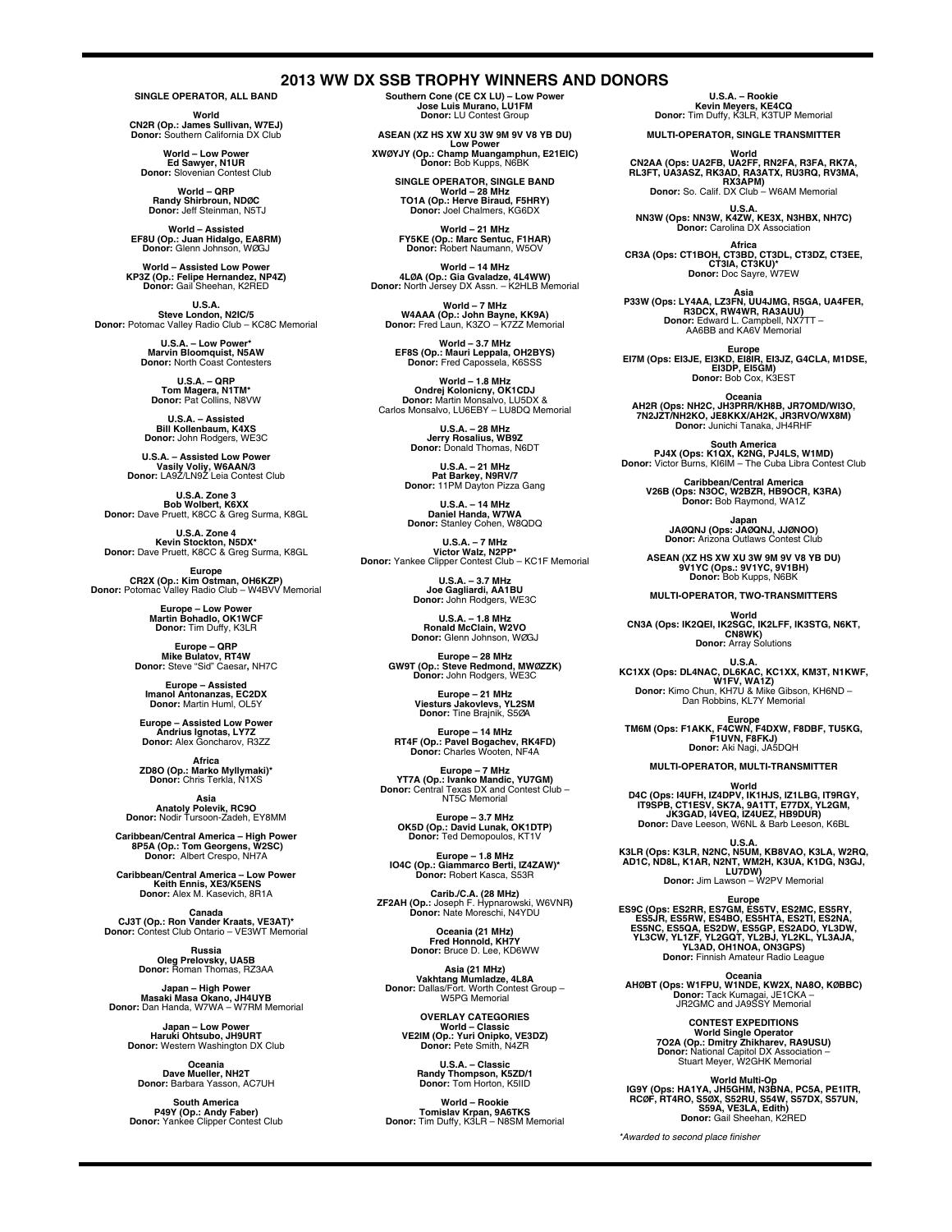# 2013 WW DX SSB TROPHY WINNERS AND DONORS

## SINGLE OPERATOR, ALL BAND

**World**
**CN2R (Op.: James Sullivan, W7EJ)**
**Donor:** Southern California DX Club

**World – Low Power**
**Ed Sawyer, N1UR**
**Donor:** Slovenian Contest Club

**World – QRP**
**Randy Shirbroun, NDØC**
**Donor:** Jeff Steinman, N5TJ

**World – Assisted**
**EF8U (Op.: Juan Hidalgo, EA8RM)**
**Donor:** Glenn Johnson, WØGJ

**World – Assisted Low Power**
**KP3Z (Op.: Felipe Hernandez, NP4Z)**
**Donor:** Gail Sheehan, K2RED

**U.S.A.**
**Steve London, N2IC/5**
**Donor:** Potomac Valley Radio Club – KC8C Memorial

**U.S.A. – Low Power***
**Marvin Bloomquist, N5AW**
**Donor:** North Coast Contesters

**U.S.A. – QRP**
**Tom Magera, N1TM***
**Donor:** Pat Collins, N8VW

**U.S.A. – Assisted**
**Bill Kollenbaum, K4XS**
**Donor:** John Rodgers, WE3C

**U.S.A. – Assisted Low Power**
**Vasily Voliy, W6AAN/3**
**Donor:** LA9Z/LN9Z Leia Contest Club

**U.S.A. Zone 3**
**Bob Wolbert, K6XX**
**Donor:** Dave Pruett, K8CC & Greg Surma, K8GL

**U.S.A. Zone 4**
**Kevin Stockton, N5DX***
**Donor:** Dave Pruett, K8CC & Greg Surma, K8GL

**Europe**
**CR2X (Op.: Kim Ostman, OH6KZP)**
**Donor:** Potomac Valley Radio Club – W4BVV Memorial

**Europe – Low Power**
**Martin Bohadlo, OK1WCF**
**Donor:** Tim Duffy, K3LR

**Europe – QRP**
**Mike Bulatov, RT4W**
**Donor:** Steve "Sid" Caesar, NH7C

**Europe – Assisted**
**Imanol Antonanzas, EC2DX**
**Donor:** Martin Huml, OL5Y

**Europe – Assisted Low Power**
**Andrius Ignotas, LY7Z**
**Donor:** Alex Goncharov, R3ZZ

**Africa**
**ZD8O (Op.: Marko Myllymaki)***
**Donor:** Chris Terkla, N1XS

**Asia**
**Anatoly Polevik, RC9O**
**Donor:** Nodir Tursoon-Zadeh, EY8MM

**Caribbean/Central America – High Power**
**8P5A (Op.: Tom Georgens, W2SC)**
**Donor:** Albert Crespo, NH7A

**Caribbean/Central America – Low Power**
**Keith Ennis, XE3/K5ENS**
**Donor:** Alex M. Kasevich, 8R1A

**Canada**
**CJ3T (Op.: Ron Vander Kraats, VE3AT)***
**Donor:** Contest Club Ontario – VE3WT Memorial

**Russia**
**Oleg Prelovsky, UA5B**
**Donor:** Roman Thomas, RZ3AA

**Japan – High Power**
**Masaki Masa Okano, JH4UYB**
**Donor:** Dan Handa, W7WA – W7RM Memorial

**Japan – Low Power**
**Haruki Ohtsubo, JH9URT**
**Donor:** Western Washington DX Club

**Oceania**
**Dave Mueller, NH2T**
**Donor:** Barbara Yasson, AC7UH

**South America**
**P49Y (Op.: Andy Faber)**
**Donor:** Yankee Clipper Contest Club

**Southern Cone (CE CX LU) – Low Power**
**Jose Luis Murano, LU1FM**
**Donor:** LU Contest Group

**ASEAN (XZ HS XW XU 3W 9M 9V V8 YB DU)**
**Low Power**
**XWØYJY (Op.: Champ Muangamphun, E21EIC)**
**Donor:** Bob Kupps, N6BK

## SINGLE OPERATOR, SINGLE BAND

**World – 28 MHz**
**TO1A (Op.: Herve Biraud, F5HRY)**
**Donor:** Joel Chalmers, KG6DX

**World – 21 MHz**
**FY5KE (Op.: Marc Sentuc, F1HAR)**
**Donor:** Robert Naumann, W5OV

**World – 14 MHz**
**4LØA (Op.: Gia Gvaladze, 4L4WW)**
**Donor:** North Jersey DX Assn. – K2HLB Memorial

**World – 7 MHz**
**W4AAA (Op.: John Bayne, KK9A)**
**Donor:** Fred Laun, K3ZO – K7ZZ Memorial

**World – 3.7 MHz**
**EF8S (Op.: Mauri Leppala, OH2BYS)**
**Donor:** Fred Capossela, K6SSS

**World – 1.8 MHz**
**Ondrej Kolonicny, OK1CDJ**
**Donor:** Martin Monsalvo, LU5DX & Carlos Monsalvo, LU6EBY – LU8DQ Memorial

**U.S.A. – 28 MHz**
**Jerry Rosalius, WB9Z**
**Donor:** Donald Thomas, N6DT

**U.S.A. – 21 MHz**
**Pat Barkey, N9RV/7**
**Donor:** 11PM Dayton Pizza Gang

**U.S.A. – 14 MHz**
**Daniel Handa, W7WA**
**Donor:** Stanley Cohen, W8QDQ

**U.S.A. – 7 MHz**
**Victor Walz, N2PP***
**Donor:** Yankee Clipper Contest Club – KC1F Memorial

**U.S.A. – 3.7 MHz**
**Joe Gagliardi, AA1BU**
**Donor:** John Rodgers, WE3C

**U.S.A. – 1.8 MHz**
**Ronald McClain, W2VO**
**Donor:** Glenn Johnson, WØGJ

**Europe – 28 MHz**
**GW9T (Op.: Steve Redmond, MWØZZK)**
**Donor:** John Rodgers, WE3C

**Europe – 21 MHz**
**Viesturs Jakovlevs, YL2SM**
**Donor:** Tine Brajnik, S5ØA

**Europe – 14 MHz**
**RT4F (Op.: Pavel Bogachev, RK4FD)**
**Donor:** Charles Wooten, NF4A

**Europe – 7 MHz**
**YT7A (Op.: Ivanko Mandic, YU7GM)**
**Donor:** Central Texas DX and Contest Club – NT5C Memorial

**Europe – 3.7 MHz**
**OK5D (Op.: David Lunak, OK1DTP)**
**Donor:** Ted Demopoulos, KT1V

**Europe – 1.8 MHz**
**IO4C (Op.: Giammarco Berti, IZ4ZAW)***
**Donor:** Robert Kasca, S53R

**Carib./C.A. (28 MHz)**
**ZF2AH (Op.:** Joseph F. Hypnarowski, W6VNR**)**
**Donor:** Nate Moreschi, N4YDU

**Oceania (21 MHz)**
**Fred Honnold, KH7Y**
**Donor:** Bruce D. Lee, KD6WW

**Asia (21 MHz)**
**Vakhtang Mumladze, 4L8A**
**Donor:** Dallas/Fort. Worth Contest Group – W5PG Memorial

## OVERLAY CATEGORIES

**World – Classic**
**VE2IM (Op.: Yuri Onipko, VE3DZ)**
**Donor:** Pete Smith, N4ZR

**U.S.A. – Classic**
**Randy Thompson, K5ZD/1**
**Donor:** Tom Horton, K5IID

**World – Rookie**
**Tomislav Krpan, 9A6TKS**
**Donor:** Tim Duffy, K3LR – N8SM Memorial

**U.S.A. – Rookie**
**Kevin Meyers, KE4CQ**
**Donor:** Tim Duffy, K3LR, K3TUP Memorial

## MULTI-OPERATOR, SINGLE TRANSMITTER

**World**
**CN2AA (Ops: UA2FB, UA2FF, RN2FA, R3FA, RK7A, RL3FT, UA3ASZ, RK3AD, RA3ATX, RU3RQ, RV3MA, RX3APM)**
**Donor:** So. Calif. DX Club – W6AM Memorial

**U.S.A.**
**NN3W (Ops: NN3W, K4ZW, KE3X, N3HBX, NH7C)**
**Donor:** Carolina DX Association

**Africa**
**CR3A (Ops: CT1BOH, CT3BD, CT3DL, CT3DZ, CT3EE, CT3IA, CT3KU)***
**Donor:** Doc Sayre, W7EW

**Asia**
**P33W (Ops: LY4AA, LZ3FN, UU4JMG, R5GA, UA4FER, R3DCX, RW4WR, RA3AUU)**
**Donor:** Edward L. Campbell, NX7TT – AA6BB and KA6V Memorial

**Europe**
**EI7M (Ops: EI3JE, EI3KD, EI8IR, EI3JZ, G4CLA, M1DSE, EI3DP, EI5GM)**
**Donor:** Bob Cox, K3EST

**Oceania**
**AH2R (Ops: NH2C, JH3PRR/KH8B, JR7OMD/WI3O, 7N2JZT/NH2KO, JE8KKX/AH2K, JR3RVO/WX8M)**
**Donor:** Junichi Tanaka, JH4RHF

**South America**
**PJ4X (Ops: K1QX, K2NG, PJ4LS, W1MD)**
**Donor:** Victor Burns, KI6IM – The Cuba Libra Contest Club

**Caribbean/Central America**
**V26B (Ops: N3OC, W2BZR, HB9OCR, K3RA)**
**Donor:** Bob Raymond, WA1Z

**Japan**
**JAØQNJ (Ops: JAØQNJ, JJØNOO)**
**Donor:** Arizona Outlaws Contest Club

**ASEAN (XZ HS XW XU 3W 9M 9V V8 YB DU)**
**9V1YC (Ops.: 9V1YC, 9V1BH)**
**Donor:** Bob Kupps, N6BK

## MULTI-OPERATOR, TWO-TRANSMITTERS

**World**
**CN3A (Ops: IK2QEI, IK2SGC, IK2LFF, IK3STG, N6KT, CN8WK)**
**Donor:** Array Solutions

**U.S.A.**
**KC1XX (Ops: DL4NAC, DL6KAC, KC1XX, KM3T, N1KWF, W1FV, WA1Z)**
**Donor:** Kimo Chun, KH7U & Mike Gibson, KH6ND – Dan Robbins, KL7Y Memorial

**Europe**
**TM6M (Ops: F1AKK, F4CWN, F4DXW, F8DBF, TU5KG, F1UVN, F8FKJ)**
**Donor:** Aki Nagi, JA5DQH

## MULTI-OPERATOR, MULTI-TRANSMITTER

**World**
**D4C (Ops: I4UFH, IZ4DPV, IK1HJS, IZ1LBG, IT9RGY, IT9SPB, CT1ESV, SK7A, 9A1TT, E77DX, YL2GM, JK3GAD, I4VEQ, IZ4UEZ, HB9DUR)**
**Donor:** Dave Leeson, W6NL & Barb Leeson, K6BL

**U.S.A.**
**K3LR (Ops: K3LR, N2NC, N5UM, KB8VAO, K3LA, W2RQ, AD1C, ND8L, K1AR, N2NT, WM2H, K3UA, K1DG, N3GJ, LU7DW)**
**Donor:** Jim Lawson – W2PV Memorial

**Europe**
**ES9C (Ops: ES2RR, ES7GM, ES5TV, ES2MC, ES5RY, ES5JR, ES5RW, ES4BO, ES5HTA, ES2TI, ES2NA, ES5NC, ES5QA, ES2DW, ES5GP, ES2ADO, YL3DW, YL3CW, YL1ZF, YL2GQT, YL2BJ, YL2KL, YL3AJA, YL3AD, OH1NOA, ON3GPS)**
**Donor:** Finnish Amateur Radio League

**Oceania**
**AHØBT (Ops: W1FPU, W1NDE, KW2X, NA8O, KØBBC)**
**Donor:** Tack Kumagai, JE1CKA – JR2GMC and JA9SSY Memorial

## CONTEST EXPEDITIONS

**World Single Operator**
**7O2A (Op.: Dmitry Zhikharev, RA9USU)**
**Donor:** National Capitol DX Association – Stuart Meyer, W2GHK Memorial

**World Multi-Op**
**IG9Y (Ops: HA1YA, JH5GHM, N3BNA, PC5A, PE1ITR, RCØF, RT4RO, S5ØX, S52RU, S54W, S57DX, S57UN, S59A, VE3LA, Edith)**
**Donor:** Gail Sheehan, K2RED

*\*Awarded to second place finisher*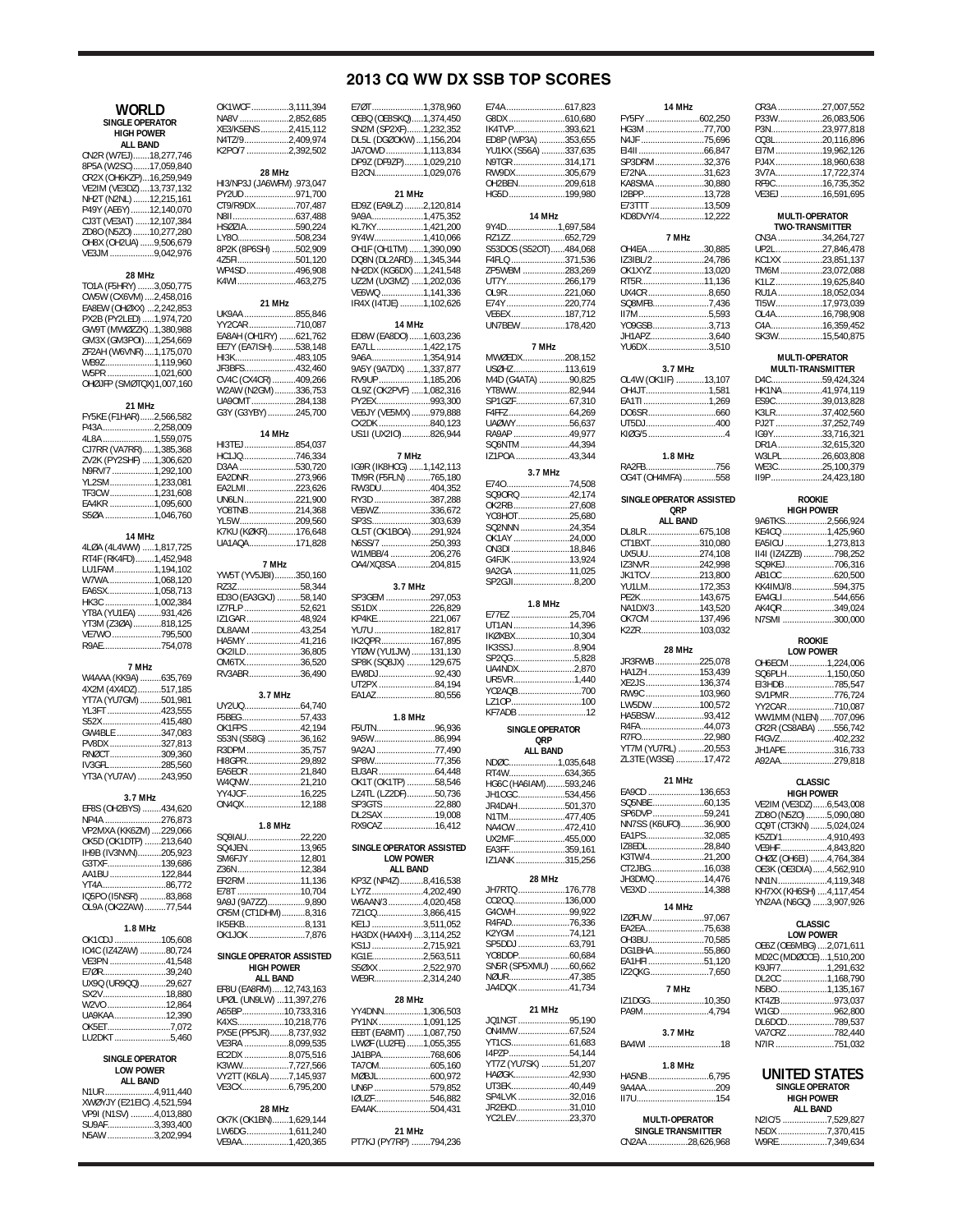# 2013 CQ WW DX SSB TOP SCORES

## WORLD

### SINGLE OPERATOR HIGH POWER

**ALL BAND**

CN2R (W7EJ).......18,277,746
8P5A (W2SC).......17,059,840
CR2X (OH6KZP)...16,259,949
VE2IM (VE3DZ)....13,737,132
NH2T (N2NL).......12,215,161
P49Y (AE6Y)........12,140,070
CJ3T (VE3AT)......12,107,384
ZD8O (N5ZO).......10,277,280
OH8X (OH2UA)......9,506,679
VE3JM...................9,042,976

**28 MHz**

TO1A (F5HRY).......3,050,775
CW5W (CX6VM)....2,458,016
EA8EW (OHØXX)....2,242,853
PX2B (PY2LED).....1,974,720
GW9T (MWØZZK)..1,380,988
GM3X (GM3POI)....1,254,669
ZF2AH (W6VNR)....1,175,070
WB9Z....................1,119,960
W5PR...................1,021,600
OHØJFP (SMØTQX)1,007,160

**21 MHz**

FY5KE (F1HAR)......2,566,582
P43A.....................2,258,009
4L8A.....................1,559,075
CJ7RR (VA7RR).....1,385,368
ZV2K (PY2SHF).....1,306,620
N9RV/7..................1,292,100
YL2SM...................1,233,081
TF3CW..................1,231,608
EA4KR...................1,095,600
S5ØA.....................1,046,760

**14 MHz**

4LØA (4L4WW).....1,817,725
RT4F (RK4FD)........1,452,948
LU1FAM.................1,194,102
W7WA....................1,068,120
EA6SX....................1,058,713
HK3C......................1,002,384
YT8A (YU1EA)..........931,426
YT3M (Z3ØA)............818,125
VE7WO.......................795,500
R9AE...........................754,078

**7 MHz**

W4AAA (KK9A).........635,769
4X2M (4X4DZ)..........517,185
YT7A (YU7GM)..........501,981
YL3FT..........................423,555
S52X...........................415,480
GW4BLE.......................347,083
PV8DX.........................327,813
RNØCT.........................309,360
IV3GFL.........................285,560
YT3A (YU7AV)............243,950

**3.7 MHz**

EF8S (OH2BYS)........434,620
NP4A..........................276,873
VP2MXA (KK6ZM).....229,066
OK5D (OK1DTP).......213,640
IH9B (IV3NVN)..........205,923
G3TXF.........................139,686
AA1BU........................122,844
YT4A.............................86,772
IQ5PO (I5NSR)...........83,868
OL9A (OK2ZAW)..........77,544

**1.8 MHz**

OK1CDJ......................105,608
IO4C (IZ4ZAW)...........80,724
VE3PN..........................41,548
E7ØR............................39,240
UX9Q (UR9QQ)...........29,627
SX2V............................18,880
W2VO...........................12,864
UA9KAA.......................12,390
OK5ET............................7,072
LU2DKT..........................5,460

### SINGLE OPERATOR LOW POWER

**ALL BAND**

N1UR.......................4,911,440
XWØYJY (E21EIC)...4,521,594
VP9I (N1SV)...........4,013,880
SU9AF......................3,393,400
N5AW.......................3,202,994
OK1WCF...................3,111,394
NA8V........................2,852,685
XE3/K5ENS..............2,415,112
N4TZ/9......................2,409,974
K2PO/7.....................2,392,502

**28 MHz**

HI3/NP3J (JA6WFM) .973,047
PY2UD.........................971,700
CT9/R9DX....................707,487
N8II..............................637,488
HSØZIA........................590,224
LY8O...........................508,234
8P2K (8P6SH)..............502,909
4Z5FI............................501,120
WP4SD.........................496,908
K4WI.............................463,275

**21 MHz**

UK9AA..........................855,846
YY2CAR........................710,087
EA8AH (OH1RY)...........621,762
EE7Y (EA7ISH).............538,148
HI3K.............................483,105
JF3BFS.........................432,460
CV4C (CX4CR)..............409,266
W2AW (N2GM).............336,753
UA9OMT.......................284,138
G3Y (G3YBY)................245,700

**14 MHz**

HI3TEJ...........................854,037
HC1JQ...........................746,334
D3AA.............................530,720
EA2DNR........................273,966
EA2LMI.........................223,626
UN6LN..........................221,900
YO8TNB........................214,368
YL5W.............................209,560
K7KU (KØKR)................176,648
UA1AQA........................171,828

**7 MHz**

YW5T (YV5JBI)...........350,160
RZ3Z.............................58,344
ED3O (EA3GXJ)..........58,140
IZ7FLP...........................52,621
IZ1GAR..........................48,924
DL8AAM........................43,254
HA5MY...........................41,216
OK2ILD...........................36,805
OM6TX...........................36,520
RV3ABR..........................36,490

**3.7 MHz**

UY2UQ............................64,740
F5BEG.............................57,433
OK1FPS...........................42,194
S53N (S58G)..................36,162
R3DPM............................35,757
HI8GPR...........................29,892
EA5EOR..........................21,840
W4QNW..........................21,210
YY4JCF............................16,225
ON4QX.............................12,188

**1.8 MHz**

SQ9IAU...........................22,220
SQ4JEN...........................13,965
SM6FJY............................12,801
Z36N.................................12,384
ER2RM.............................11,136
E78T..................................10,704
9A9J (9A7ZZ)....................9,890
CR5M (CT1DHM)..............8,316
IK5EKB................................8,131
OK1JOK..............................7,876

### SINGLE OPERATOR ASSISTED HIGH POWER

**ALL BAND**

EF8U (EA8RM).....12,743,163
UPØL (UN9LW)....11,397,276
A65BP....................10,733,316
K4XS.......................10,218,776
PX5E (PP5JR)........8,737,932
VE3RA......................8,099,535
EC2DX......................8,075,516
K3WW.......................7,727,566
VY2TT (K6LA)..........7,145,937
VE3CX......................6,795,200

**28 MHz**

OK7K (OK1BN).......1,629,144
LW6DG...................1,611,240
VE9AA....................1,420,365
E7ØT.......................1,378,960
OE8Q (OE8SKQ).....1,374,450
SN2M (SP2XF)........1,232,352
DL5L (DG2OKW)....1,156,204
JA7OWD..................1,113,834
DP9Z (DF9ZP)........1,029,210
EI2CN.......................1,029,076

**21 MHz**

ED9Z (EA9LZ).........2,120,814
9A9A........................1,475,352
KL7KY......................1,421,200
9Y4W.......................1,410,066
OH1F (OH1TM)......1,390,090
DQ8N (DL2ARD).....1,345,344
NH2DX (KG6DX).....1,241,548
UZ2M (UX3MZ).....1,202,036
VE6WQ....................1,141,336
IR4X (I4TJE)...........1,102,626

**14 MHz**

ED8W (EA8DO)......1,603,236
EA7LL.......................1,422,175
9A6A........................1,354,914
9A5Y (9A7DX).......1,337,877
RV9UP.....................1,185,206
OL9Z (OK2PVF).....1,082,316
PY2EX.........................993,300
VE6JY (VE5MX).........979,888
CX2DK..........................840,123
US1I (UX2IO)..............826,944

**7 MHz**

IG9R (IK8HCG)......1,142,113
TM9R (F5FLN)..........765,180
RW3DU......................404,352
RY3D..........................387,288
VE6WZ........................336,672
SP3S............................303,639
OL5T (OK1BOA)..........291,924
N6SS/7.......................250,393
W1MBB/4...................206,276
OA4/XQ3SA...............204,815

**3.7 MHz**

SP3GEM......................297,053
S51DX..........................226,829
KP4KE.........................221,067
YU7U...........................182,817
IK2QPR........................167,895
YTØW (YU1JW)..........131,130
SP8K (SQ8JX)............129,675
EW8DJ...........................92,430
UT2PX............................84,194
EA1AZ.............................80,556

**1.8 MHz**

F5UTN...........................96,936
9A5W.............................86,994
9A2AJ............................77,490
SP8W.............................77,356
EU3AR...........................64,448
OK1T (OK1TP)..............58,546
LZ4TL (LZ2DF).............50,736
SP3GTS........................22,880
DL2SAX........................19,008
RX9CAZ........................16,412

### SINGLE OPERATOR ASSISTED LOW POWER

**ALL BAND**

KP3Z (NP4Z)..........8,416,538
LY7Z..........................4,202,490
W6AAN/3.................4,020,458
7Z1CQ.......................3,866,415
KE1J..........................3,511,052
HA3DX (HA4XH).....3,114,252
KS1J..........................2,715,921
KG1E..........................2,563,511
S5ØXX.......................2,522,970
WE9R.........................2,314,240

**28 MHz**

YY4DNN...................1,306,503
PY1NX......................1,091,125
EE8T (EA8MT).........1,087,750
LWØF (LU2FE).........1,055,355
JA1BPA.......................768,606
TA7OM.......................605,160
MØBJL........................600,972
UN6P..........................579,852
IØUZF.........................546,882
EA4AK........................504,431

**21 MHz**

PT7KJ (PY7RP)..........794,236
E74A...........................617,823
G8DX...........................610,680
IK4TVP........................393,621
ED8P (HP3WA)...........353,655
YU1KX (S56A)............337,635
N9TGR.........................314,171
RW9DX.........................305,679
OH2BEN......................209,618
HG5D...........................199,980

**14 MHz**

9Y4D.........................1,697,584
RZ1ZZ...........................652,729
S53DOS (S52OT).......484,068
F4FLQ..........................371,536
ZP5WBM.....................283,269
UT7Y............................266,179
OL9R............................221,060
E74Y.............................220,774
VE5EX...........................187,712
UN7BEW......................178,420

**7 MHz**

MWØEDX.....................208,152
USØHZ.........................113,619
M4D (G4ATA)...............90,825
YT8WW...........................82,944
SP1GZF...........................67,310
F4FFZ..............................64,269
UAØWY...........................56,637
RA9AP.............................49,977
SQ5NTM..........................44,394
IZ1POA............................43,344

**3.7 MHz**

E74O.................................74,508
SQ9ORQ...........................42,174
OK2RB...............................27,608
YO3HOT............................25,680
SQ2NNN...........................24,354
OK1AY...............................24,000
ON3DI................................18,846
G4FJK................................13,924
9A2GA...............................11,025
SP2GJI.................................8,200

**1.8 MHz**

E77EZ................................25,704
UT1AN...............................14,396
IKØXBX..............................10,304
IK3SSJ..................................8,904
SP2QG...................................5,828
UA4NDX.................................2,870
UR5VR....................................1,440
YO2AQB.....................................700
LZ1OP........................................100
KF7ADB.........................................12

### SINGLE OPERATOR QRP

**ALL BAND**

NDØC.........................1,035,648
RT4W...............................634,365
HG6C (HA6IAM).........593,246
JH1OGC............................534,456
JR4DAH............................501,370
N1TM.................................477,405
NA4CW..............................472,410
UX2MF...............................455,000
EA3FF..................................359,161
IZ1ANK...............................315,256

**28 MHz**

JH7RTQ............................176,778
CO2OQ.............................136,000
G4CWH................................99,922
R4FAD.................................76,336
K2YGM................................74,121
SP5DDJ................................63,791
YO8DDP...............................60,684
SN5R (SP5XMU)..............60,662
NØUR...................................47,385
JA4DQX...............................41,734

**21 MHz**

JQ1NGT.............................95,190
ON4MW...............................67,524
YT1CS..................................61,683
I4PZP...................................54,144
YT7Z (YU7SK)..................51,207
HAØGK.................................42,930
UT3EK...................................40,449
SP4LVK.................................32,016
JR2EKD.................................31,010
YC2LEV.................................23,370

**14 MHz**

FY5FY.................................602,250
HG3M...................................77,700
N4JF......................................75,696
EI4II.......................................66,847
SP3DRM................................32,376
E72NA....................................31,623
KA8SMA.................................30,880
I2BPP....................................13,728
E73TTT...................................13,509
KD8DVY/4..............................12,222

**7 MHz**

OH4EA....................................30,885
IZ3IBL/2................................24,786
OK1XYZ.................................13,020
RT5R.......................................11,136
UX4CR.......................................8,650
SQ8MFB....................................7,436
II7M...........................................5,593
YO9GSB.....................................3,713
JH1APZ......................................3,640
YU6DX........................................3,510

**3.7 MHz**

OL4W (OK1IF)...........13,107
OH4JT..............................1,581
EA1TI................................1,269
DO6SR...................................660
UT5DJ....................................400
KIØG/5........................................4

**1.8 MHz**

RA2FB.......................................756
OG4T (OH4MFA).......................558

### SINGLE OPERATOR ASSISTED QRP

**ALL BAND**

DL8LR........................675,108
CT1BXT......................310,080
UX5UU.......................274,108
IZ3NVR......................242,998
JK1TCV......................213,800
YU1LM.......................172,353
PE2K..........................143,675
NA1DX/3....................143,520
OK7CM.......................137,496
K2ZR..........................103,032

**28 MHz**

JR3RWB.....................225,078
HA1ZH........................153,439
XE2JS.........................136,374
RW9C..........................103,960
LW5DW.......................100,572
HA5BSW.......................93,412
R4FA.............................44,073
R7FO.............................22,980
YT7M (YU7RL)...............20,553
ZL3TE (W3SE)...............17,472

**21 MHz**

EA9CD.........................136,653
SQ5NBE.........................60,135
SP6DVP..........................59,241
NN7SS (K6UFO)..............36,900
EA1PS.............................32,085
IZ8EDL.............................28,840
K3TW/4............................21,200
CT2JBG............................16,038
JH3DMQ...........................14,476
VE3XD..............................14,388

**14 MHz**

IZØFUW............................97,067
EA2EA...............................75,638
OH3BU...............................70,585
DG1BHA.............................55,860
EA1HR...............................51,120
IZ2QKG.................................7,650

**7 MHz**

IZ1DGG..............................10,350
PA9M......................................4,794

**3.7 MHz**

BA4WI.........................................18

**1.8 MHz**

HA5NB.....................................6,795
9A4AA.........................................209
II7U..............................................154

### MULTI-OPERATOR SINGLE TRANSMITTER

CN2AA.....................28,626,968
CR3A.......................27,007,552
P33W.......................26,083,506
P3N..........................23,977,818
CQ8L........................20,116,896
EI7M........................19,962,126
PJ4X.........................18,960,638
3V7A.........................17,722,374
RF9C.........................16,735,352
VE3EJ.......................16,591,695

### MULTI-OPERATOR TWO-TRANSMITTER

CN3A.......................34,264,727
UP2L........................27,846,478
KC1XX......................23,851,137
TM6M.......................23,072,088
K1LZ.........................19,625,840
RU1A........................18,052,034
TI5W.........................17,973,039
OL4A.........................16,798,908
C4A...........................16,359,452
SK3W.........................15,540,875

### MULTI-OPERATOR MULTI-TRANSMITTER

D4C.........................59,424,324
HK1NA.....................41,974,119
ES9C........................39,013,828
K3LR........................37,402,560
PJ2T.........................37,252,749
IG9Y.........................33,716,321
DR1A........................32,615,320
W3LPL.......................26,603,808
WE3C........................25,100,379
II9P............................24,423,180

### ROOKIE HIGH POWER

9A6TKS......................2,566,924
KE4CQ.......................1,425,960
EA5ICU......................1,273,813
II4I (IZ4ZZB)...............798,252
SQ9KEJ..........................706,316
AB1OC............................620,500
KK4IMJ/8........................594,375
EA4GLI............................544,656
AK4QR............................349,024
N7SMI.............................300,000

### ROOKIE LOW POWER

OH6ECM........................1,224,006
SQ6PLH........................1,150,050
EI3HDB.............................785,547
SV1PMR............................776,724
YY2CAR.............................710,087
WW1MM (N1EN)..............707,096
CR2R (CS8ABA)................556,742
F4GVZ...............................402,232
JH1APE..............................316,733
A92AA................................279,818

### CLASSIC HIGH POWER

VE2IM (VE3DZ).......6,543,008
ZD8O (N5ZO)..........5,090,080
CQ9T (CT3KN)........5,024,024
K5ZD/1........................4,910,493
VE9HF..........................4,843,820
OHØZ (OH6EI).........4,764,384
OE3K (OE3DIA)........4,562,910
NN1N............................4,119,348
KH7XX (KH6SH).......4,117,454
YN2AA (N6GQ)..........3,907,926

### CLASSIC LOW POWER

OE6Z (OE6MBG).......2,071,611
MD2C (MDØCCE)...1,510,200
K9JF/7...........................1,291,632
DL2CC...........................1,168,790
N5BO.............................1,135,167
KT4ZB...............................973,037
W1GD................................962,800
DL6DCD.............................789,537
VA7CRZ..............................782,440
N7IR...................................751,032

## UNITED STATES

### SINGLE OPERATOR HIGH POWER

**ALL BAND**

N2IC/5........................7,529,827
N5DX..........................7,370,415
W9RE..........................7,349,634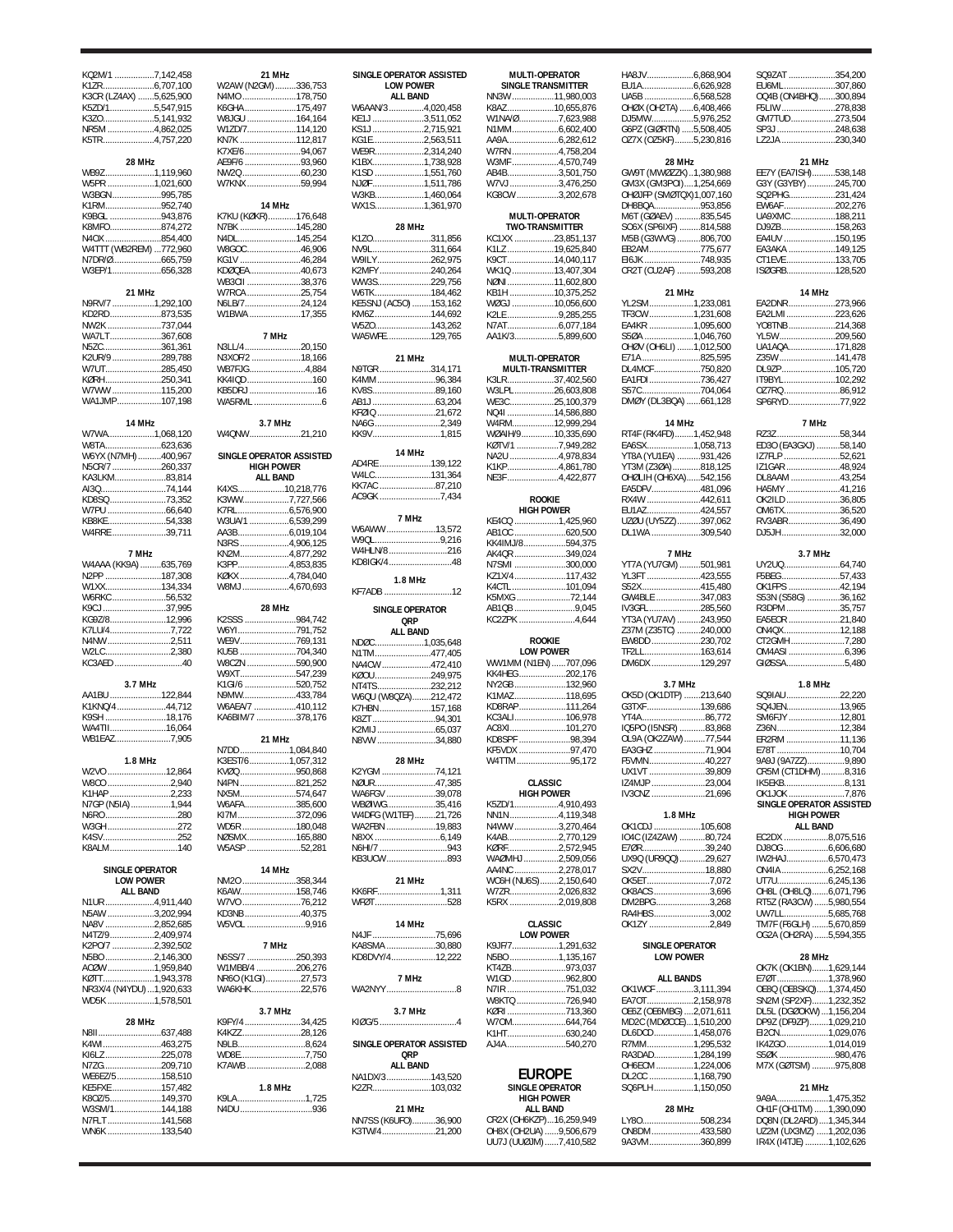KQ2M/1 ....................7,142,458
K1ZR........................6,707,100
K3CR (LZ4AX) .......5,625,900
K5ZD/1....................5,547,915
K3ZO........................5,141,932
NR5M ......................4,862,025
K5TR........................4,757,220

### 28 MHz

WB9Z.......................1,119,960
W5PR ......................1,021,600
W3BGN.......................995,785
K1RM..........................952,740
K9BGL .......................943,876
K8MFO.......................874,272
N4OX..........................854,400
W4TTT (WB2REM) ...772,960
N7DR/Ø.......................665,759
W3EP/1.......................656,328

### 21 MHz

N9RV/7 ....................1,292,100
KD2RD........................873,535
NW2K..........................737,044
WA7LT.........................367,608
N5ZC...........................361,361
K2UR/9 .......................289,788
W7UT...........................285,450
KØRH...........................250,341
W7WW ........................115,200
WA1JMP.......................107,198

### 14 MHz

W7WA......................1,068,120
W8TA............................623,636
W6YX (N7MH) ...........400,967
N5CR/7 ........................260,337
KA3LKM.........................83,814
AI3Q...............................74,144
KD8SQ...........................73,352
W7PU .............................66,640
KB8KE.............................54,338
W4RRE...........................39,711

### 7 MHz

W4AAA (KK9A) ..........635,769
N2PP ............................187,308
W1XX............................134,334
W6RKC...........................56,532
K9CJ ...............................37,995
KG9Z/8...........................12,996
K7LU/4.............................7,722
N4NW...............................2,511
W2LC................................2,380
KC3AED...............................40

### 3.7 MHz

AA1BU .........................122,844
K1KNQ/4.........................44,712
K9SH ...............................18,176
WA4TII.............................16,064
WB1EAZ............................7,905

### 1.8 MHz

W2VO ..............................12,864
W8CO ................................2,940
K1HAP ...............................2,233
N7GP (N5IA)......................1,944
N6RO.....................................280
W3GH....................................272
K4SV......................................252
K8ALM...................................140

### SINGLE OPERATOR LOW POWER ALL BAND

N1UR.......................4,911,440
N5AW .......................3,202,994
NA8V ........................2,852,685
N4TZ/9......................2,409,974
K2PO/7 .....................2,392,502
N5BO........................2,146,300
ACØW.......................1,959,840
KØTT.........................1,943,378
NR3X/4 (N4YDU) ...1,920,633
WD5K .......................1,578,501

### 28 MHz

N8II ..............................637,488
K4WI .............................463,275
KI6LZ.............................225,078
N7ZG.............................209,710
WE6EZ/5.......................158,510
KE5FXE.........................157,482
K8OZ/5..........................149,370
W3SM/1........................144,188
N7FLT............................141,568
WN6K ............................133,540

### 21 MHz

W2AW (N2GM) ..........336,753
N4MO...........................178,750
K6GHA.........................175,497
W8JGU ........................164,164
W1ZD/7........................114,120
KN7K ...........................112,817
K7XE/6...........................94,067
AE9F/6 ...........................93,960
NW2Q ............................60,230
W7KNX..........................59,994

### 14 MHz

K7KU (KØKR)............176,648
N7BK ...........................145,280
N4DL.............................145,254
W8GOC..........................46,906
KG1V .............................46,284
KDØQEA........................40,673
WB3CII ...........................38,376
W7RCA ..........................25,754
N6LB/7...........................24,124
W1BWA .........................17,355

### 7 MHz

N3LL/4...........................20,150
N3XOF/2 .......................18,166
WB7FJG...........................4,884
KK4ICD.................................160
KB5DRJ ...................................16
WA5RML...................................6

### 3.7 MHz

W4QNW.........................21,210

### SINGLE OPERATOR ASSISTED HIGH POWER ALL BAND

K4XS........................10,218,776
K3WW.......................7,727,566
K7RL...........................6,576,900
W3UA/1 .....................6,539,299
AA3B...........................6,019,104
N3RS ..........................4,906,125
KN2M..........................4,877,292
K3PP...........................4,853,835
KØKX .........................4,784,040
W8MJ .........................4,670,693

### 28 MHz

K2SSS ..........................984,742
W6YI..............................791,752
WE9V............................769,131
KU5B ............................704,340
W8CZN .........................590,900
W9XT............................547,239
K1GI/6 ..........................520,752
N9MW...........................433,784
W6AEA/7 ......................410,112
KA6BIM/7 .....................378,176

### 21 MHz

N7DD.........................1,084,840
K3EST/6.....................1,057,312
KVØQ.............................950,868
N4PN .............................821,252
NX5M.............................574,647
W6AFA...........................385,600
KI7M ..............................372,096
WD5R.............................180,048
NØSMX..........................165,880
W5ASP ............................52,281

### 14 MHz

NM2O ...........................358,344
K6AW............................158,746
W7VO..............................76,212
KD3NB............................40,375
W5VOL .............................9,916

### 7 MHz

N6SS/7 .........................250,393
W1MBB/4 .....................206,276
NR6O (K1GI).................27,573
WA6KHK........................22,576

### 3.7 MHz

K9FY/4............................34,425
K4KZZ.............................28,126
N9LB.................................8,624
WD8E................................7,750
K7AWB .............................2,088

### 1.8 MHz

K9LA..................................1,725
N4DU.....................................936

### SINGLE OPERATOR ASSISTED LOW POWER ALL BAND

W6AAN/3 ...................4,020,458
KE1J ..........................3,511,052
KS1J ...........................2,715,921
KG1E..........................2,563,511
WE9R.........................2,314,240
K1BX..........................1,738,928
K1SD .........................1,551,760
NJ0F...........................1,511,786
W3KB.........................1,460,064
WX1S..........................1,361,970

### 28 MHz

K1ZO............................311,856
NV9L............................311,664
W9ILY...........................262,975
K2MFY .........................240,264
WW3S..........................229,756
W6TK...........................184,462
KE5SNJ (AC5O) ..........153,162
KM6Z...........................144,692
W5ZO...........................143,262
WA5WFE......................129,765

### 21 MHz

N9TGR .........................314,171
K4MM ............................96,384
KV8S ..............................89,160
AB1J ..............................63,204
KFØIQ ............................21,672
NA6G ...............................2,349
KK9V ...............................1,815

### 14 MHz

AD4RE .........................139,122
W4LC...........................131,364
KK7AC ...........................87,210
AC9GK ............................7,434

### 7 MHz

W6AWW ........................13,572
W9QL..............................9,216
W4HLN/8............................216
KD8IGK/4.............................48

### 1.8 MHz

KF7ADB ................................12

### SINGLE OPERATOR QRP ALL BAND

NDØC........................1,035,648
N1TM............................477,405
NA4CW ........................472,410
KØOU...........................249,975
NT4TS..........................232,212
W6QU (W8QZA)..........212,472
K7HBN.........................157,168
K8ZT .............................94,301
K2MIJ ............................65,037
N8VW ............................34,880

### 28 MHz

K2YGM ..........................74,121
NØUR.............................47,385
WA6FGV ........................39,078
WBØIWG........................35,416
W4DFG (W1TEF).........21,726
WA2FBN ........................19,883
N8XX ...............................6,149
N6HI/7 ..................................943
KB3UCW..............................893

### 21 MHz

KK6RF.............................1,311
WFØT...................................528

### 14 MHz

N4JF ...............................75,696
KA8SMA ........................30,880
KD8DVY/4......................12,222

### 7 MHz

WA2NYY................................8

### 3.7 MHz

KIØG/5 ....................................4

### SINGLE OPERATOR ASSISTED QRP ALL BAND

NA1DX/3......................143,520
K2ZR............................103,032

### 21 MHz

NN7SS (K6UFO)...........36,900
K3TW/4..........................21,200

### MULTI-OPERATOR SINGLE TRANSMITTER

NN3W ......................11,980,003
K8AZ........................10,655,876
W1NA/Ø.....................7,623,988
N1MM........................6,602,400
AA9A..........................6,282,612
W7RN .........................4,758,204
W3MF..........................4,570,749
AB4B...........................3,501,750
W7VJ ...........................3,476,250
KG8CW ........................3,202,678

### MULTI-OPERATOR TWO-TRANSMITTER

KC1XX .....................23,851,137
K1LZ .........................19,625,840
K9CT .........................14,040,117
WK1Q .......................13,407,304
NØNI ..........................11,602,800
KB1H .........................10,375,252
WØGJ ........................10,056,600
K2LE.............................9,285,255
N7AT.............................6,077,184
AA1K/3..........................5,899,600

### MULTI-OPERATOR MULTI-TRANSMITTER

K3LR.........................37,402,560
W3LPL.......................26,603,808
WE3C........................25,100,379
NQ4I ..........................14,586,880
W4RM........................12,999,294
WØAIH/9...................10,335,690
KØTV/1 ........................7,949,282
NA2U ...........................4,978,834
K1KP............................4,861,780
NE3F............................4,422,877

### ROOKIE HIGH POWER

KE4CQ ......................1,425,960
AB1OC..........................620,500
KK4IMJ/8......................594,375
AK4QR .........................349,024
N7SMI ..........................300,000
KZ1X/4.........................117,432
K4CTL..........................101,094
K5MXG ...........................72,144
AB1QB .............................9,045
KC2ZPK............................4,644

### ROOKIE LOW POWER

WW1MM (N1EN).......707,096
KK4HEG.......................202,176
NY2GB.........................132,960
K1MAZ.........................118,695
KD8RAP.......................111,264
KC3ALI.........................106,978
AC8XI...........................101,270
KD6SPF .........................98,394
KF5VDX .........................97,470
W4TTM ..........................95,172

### CLASSIC HIGH POWER

K5ZD/1........................4,910,493
NN1N..........................4,119,348
N4WW ........................3,270,464
K4AB...........................2,770,129
KØRF...........................2,572,945
WAØMHJ ....................2,509,056
AA4NC........................2,278,017
WC6H (NU6S) ...........2,150,640
W7ZR..........................2,026,832
K5RX ..........................2,019,808

### CLASSIC LOW POWER

K9JF/7.........................1,291,632
N5BO..........................1,135,167
KT4ZB...........................973,037
W1GD............................962,800
N7IR ..............................751,032
W8KTQ..........................726,940
K2RI ..............................713,360
W7OM............................644,764
K1HT.............................630,240
AJ4A..............................540,270

# EUROPE

### SINGLE OPERATOR HIGH POWER ALL BAND

CR2X (OH6KZP)...16,259,949
OH8X (OH2UA) ......9,506,679
UU7J (UUØJM) ......7,410,582
HA8JV.......................6,868,904
EU1A.........................6,626,928
UA5B ........................6,568,528
OHØX (OH2TA) .......6,408,466
DJ5MW.....................5,976,252
G6PZ (GIØRTN) .....5,508,405
OZ7X (OZ5KF)........5,230,816

### 28 MHz

GW9T (MWØZZK)...1,380,988
GM3X (GM3POI) ....1,254,669
OHØJFP (SMØTQX)1,007,160
DH8BQA......................953,856
M6T (GØAEV) ...........835,545
SO6X (SP6IXF) .........814,588
M5B (G3WVG) ..........806,700
EB2AM........................775,677
EI6JK ...........................748,935
CR2T (CU2AF) ..........593,208

### 21 MHz

YL2SM ...................1,233,081
TF3CW...................1,231,608
EA4KR ...................1,095,600
S5ØA ......................1,046,760
OHØV (OH6LI) .......1,012,500
E71A..........................825,595
DL4MCF.....................750,820
EA1FDI ......................736,427
S57C...........................704,064
DMØY (DL3BQA) ......661,128

### 14 MHz

RT4F (RK4FD).........1,452,948
EA6SX....................1,058,713
YT8A (YU1EA) ..........931,426
YT3M (Z3ØA)............818,125
OHØLIH (OH6XA)......542,156
EA5DFV......................481,096
RX4W .........................442,611
EU1AZ........................424,557
UZØU (UY5ZZ)..........397,062
DL1WA .......................309,540

### 7 MHz

YT7A (YU7GM) .........501,981
YL3FT ........................423,555
S52X...........................415,480
GW4BLE.....................347,083
IV3GFL.......................285,560
YT3A (YU7AV) ..........243,950
Z37M (Z35TC) ..........240,000
EW8DD......................230,702
TF2LL .........................163,614
DM6DX ......................129,297

### 3.7 MHz

OK5D (OK1DTP) .......213,640
G3TXF........................139,686
YT4A.............................86,772
IQ5PO (I5NSR) ...........83,868
OL9A (OK2ZAW) .........77,544
EA3GHZ ......................71,904
F5VMN..........................40,227
UX1VT ..........................39,809
IZ4MJP .........................23,004
IV3CNZ ........................21,696

### 1.8 MHz

OK1CDJ ....................105,608
IO4C (IZ4ZAW) ...........80,724
E7ØR.............................39,240
UX9Q (UR9QQ)...........29,627
SX2V.............................18,880
OK5ET.............................7,072
OK8ACS..........................3,696
DM2BPG.........................3,268
RA4HBS..........................3,002
OK1ZY .............................2,849

### SINGLE OPERATOR LOW POWER

### ALL BANDS

OK1WCF ................3,111,394
EA7OT.....................2,158,978
OE6Z (OE6MBG) ....2,071,611
MD2C (MDØCCE)...1,510,200
DL6DCD..................1,458,076
R7MM......................1,295,532
RA3DAD..................1,284,199
OH6ECM .................1,224,006
DL2CC .....................1,168,790
SQ6PLH...................1,150,050

### 28 MHz

LY8O..........................508,234
ON8DM ......................433,580
9A3VM........................360,899
SQ9ZAT ......................354,200
EU6ML........................307,860
OQ4B (ON4BHQ).......300,894
F5LIW..........................278,838
GM7TUD.....................273,504
SP3J ...........................248,638
LZ2JA .........................230,340

### 21 MHz

EE7Y (EA7ISH)...........538,148
G3Y (G3YBY) ............245,700
SQ2PHG......................231,424
EW6AF........................202,276
UA9XMC.....................188,211
DJ9ZB.........................158,263
EA4UV ........................150,195
EA3AKA .....................149,125
CT1EVE......................133,705
ISØGRB......................128,520

### 14 MHz

EA2DNR......................273,966
EA2LMI .......................223,626
YO8TNB......................214,368
YL5W..........................209,560
UA1AQA......................171,828
Z35W ..........................141,478
DL9ZP.........................105,720
IT9BYL .......................102,292
OZ7RQ..........................86,912
SP6RYD.........................77,922

### 7 MHz

RZ3Z.............................58,344
ED3O (EA3GXJ) ..........58,140
IZ7FLP ..........................52,621
IZ1GAR ........................48,924
DL8AAM ......................43,254
HA5MY .........................41,216
OK2ILD .........................36,805
OM6TX..........................36,520
RV3ABR........................36,490
DJ5JH ...........................32,000

### 3.7 MHz

UY2UQ..........................64,740
F5BEG...........................57,433
OK1FPS ........................42,194
S53N (S58G) ................36,162
R3DPM .........................35,757
EA5EOR .......................21,840
ON4QX..........................12,188
CT2GMH ........................7,280
OM4ASI ..........................6,396
GIØSSA..........................5,480

### 1.8 MHz

SQ9IAU.........................22,220
SQ4JEN........................13,965
SM6FJY ........................12,801
Z36N..............................12,384
ER2RM .........................11,136
E78T ..............................10,704
9A9J (9A7ZZ)..................9,890
CR5M (CT1DHM) ..........8,316
IK5EKB...........................8,131
OK1JOK ..........................7,876

### SINGLE OPERATOR ASSISTED HIGH POWER ALL BAND

EC2DX .....................8,075,516
DJ8OG......................6,606,680
IW2HAJ.....................6,570,473
ON4IA .......................6,252,168
UT7U.........................6,245,136
OH8L (OH8LQ) .........6,071,796
RT5Z (RA3CW) ........5,980,554
UW7LL......................5,685,768
TM7F (F6GLH) .........5,670,859
OG2A (OH2RA) ........5,594,355

### 28 MHz

OK7K (OK1BN).......1,629,144
E7ØT .......................1,378,960
OE8Q (OE8SKQ).....1,374,450
SN2M (SP2XF)........1,232,352
DL5L (DGØOKW) ...1,156,204
DP9Z (DF9ZP) ........1,029,210
EI2CN.......................1,029,076
IK4ZGO....................1,014,019
S5ØK ..........................980,476
M7X (GØTSM) ..........975,808

### 21 MHz

9A9A........................1,475,352
OH1F (OH1TM) .......1,390,090
DQ8N (DL2ARD) ....1,345,344
UZ2M (UX3MZ) ......1,202,036
IR4X (I4TJE) ...........1,102,626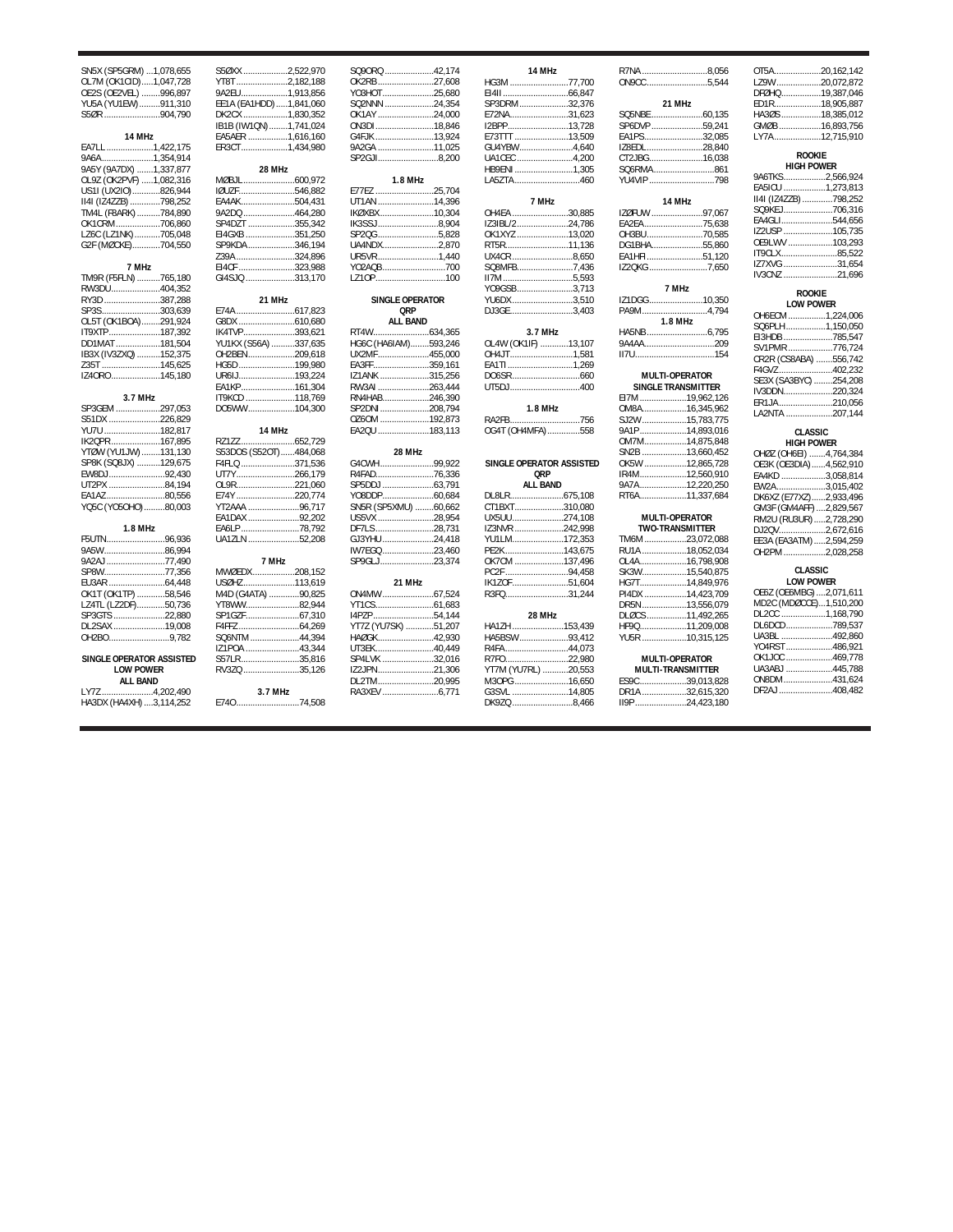SN5X (SP5GRM) ....1,078,655
OL7M (OK1CID) .....1,047,728
OE2S (OE2VEL) .........996,897
YU5A (YU1EW) ..........911,310
S50R .............................904,790

### 14 MHz

EA7LL ......................1,422,175
9A6A.........................1,354,914
9A5Y (9A7DX) ........1,337,877
OL9Z (OK2PVF) ......1,082,316
US1I (UX2IO) .............826,944
II4I (IZ4ZZB) .............798,252
TM4L (F8ARK) ...........784,890
OK1CRM....................706,860
LZ6C (LZ1NK) ............705,048
G2F (M0CKE).............704,550

### 7 MHz

TM9R (F5FLN) ...........765,180
RW3DU.......................404,352
RY3D .........................387,288
SP3S...........................303,639
OL5T (OK1BOA).........291,924
IT9XTP........................187,392
DD1MAT.....................181,504
IB3X (IV3ZXQ) ...........152,375
Z35T ...........................145,625
IZ4ORO.......................145,180

### 3.7 MHz

SP3GEM .....................297,053
S51DX .........................226,829
YU7U ...........................182,817
IK2QPR........................167,895
YT0W (YU1JW) .........131,130
SP8K (SQ8JX) ...........129,675
EW8DJ..........................92,430
UT2PX ...........................84,194
EA1AZ............................80,556
YQ5C (YO5OHO) .........80,003

### 1.8 MHz

F5UTN............................96,936
9A5W.............................86,994
9A2AJ ............................77,490
SP8W.............................77,356
EU3AR ...........................64,448
OK1T (OK1TP) .............58,546
LZ4TL (LZ2DF).............50,736
SP3GTS ........................22,880
DL2SAX ........................19,008
OH2BO............................9,782

### SINGLE OPERATOR ASSISTED LOW POWER ALL BAND

LY7Z........................4,202,490
HA3DX (HA4XH) ....3,114,252
S50XX ....................2,522,970
YT8T .......................2,182,188
9A2EU.....................1,913,856
EE1A (EA1HDD) ......1,841,060
DK2CX .....................1,830,352
IB1B (IW1QN) .........1,741,024
EA5AER ..................1,616,160
ER3CT......................1,434,980

### 28 MHz

M0BJL.........................600,972
I0UZF..........................546,882
EA4AK........................504,431
9A2DQ........................464,280
SP4DZT .....................355,342
EI4GXB ......................351,250
SP9KDA......................346,194
Z39A...........................324,896
EI4CF..........................323,988
GI4SJQ .......................313,170

### 21 MHz

E74A............................617,823
G8DX...........................610,680
IK4TVP........................393,621
YU1KX (S56A) ...........337,635
OH2BEN......................209,618
HG5D ..........................199,980
UR6IJ...........................193,224
EA1KP.........................161,304
IT9KCD ......................118,769
DO5WW......................104,300

### 14 MHz

RZ1ZZ..........................652,729
S53DOS (S52OT) ......484,068
F4FLQ .........................371,536
UT7Y............................266,179
OL9R............................221,060
E74Y ............................220,774
YT2AAA ........................96,717
EA1DAX ........................92,202
EA6LP ...........................78,792
UA1ZLN ........................52,208

### 7 MHz

MW0EDX.....................208,152
US0HZ.........................113,619
M4D (G4ATA) ...............90,825
YT8WW..........................82,944
SP1GZF.........................67,310
F4FFZ............................64,269
SQ6NTM .......................44,394
IZ1POA .........................43,344
S57LR............................35,816
RV3ZQ ..........................35,126

### 3.7 MHz

E74O..............................74,508
SQ9ORQ ........................42,174
OK2RB...........................27,608
YO3HOT.........................25,680
SQ2NNN ........................24,354
OK1AY ...........................24,000
ON3DI ............................18,846
G4FJK ............................13,924
9A2GA ............................11,025
SP2GJI..............................8,200

### 1.8 MHz

E77EZ ............................25,704
UT1AN ...........................14,396
IK0XBX...........................10,304
IK3SSJ..............................8,904
SP2QG..............................5,828
UA4NDX...........................2,870
UR5VR..............................1,440
YO2AQB...............................700
LZ1OP...................................100

### SINGLE OPERATOR QRP ALL BAND

RT4W..........................634,365
HG6C (HA6IAM).........593,246
UX2MF........................455,000
EA3FF..........................359,161
IZ1ANK .......................315,256
RW3AI .........................263,444
RN4HAB.......................246,390
SP2DNI .......................208,794
OZ6OM .......................192,873
EA2QU ........................183,113

### 28 MHz

G4OWH.........................99,922
R4FAD............................76,336
SP5DDJ .........................63,791
YO8DDP.........................60,684
SN5R (SP5XMU) .........60,662
US5VX ...........................28,954
DF7LS............................28,731
GJ3YHU.........................24,418
IW7EGQ.........................23,460
SP9GLJ..........................23,374

### 21 MHz

ON4MW.........................67,524
YT1CS............................61,683
I4PZP.............................54,144
YT7Z (YU7SK) ..............51,207
HA0GK...........................42,930
UT3EK............................40,449
SP4LVK .........................32,016
IZ2JPN...........................21,306
DL2TM...........................20,995
RA3XEV ...........................6,771

### 14 MHz

HG3M ............................77,700
EI4II ................................66,847
SP3DRM........................32,376
E72NA............................31,623
I2BPP.............................13,728
E73TTT ..........................13,509
GU4YBW..........................4,640
UA1CEC ...........................4,200
HB9ENI ............................1,305
LA5ZTA................................460

### 7 MHz

OH4EA ...........................30,885
IZ3IBL/2.........................24,786
OK1XYZ .........................13,020
RT5R..............................11,136
UX4CR..............................8,650
SQ8MFB...........................7,436
II7M ..................................5,593
YO9GSB...........................3,713
YU6DX..............................3,510
DJ3GE...............................3,403

### 3.7 MHz

OL4W (OK1IF) .............13,107
OH4JT...............................1,581
EA1TI ................................1,269
DO6SR...................................660
UT5DJ...................................400

### 1.8 MHz

RA2FB...................................756
OG4T (OH4MFA)..............558

### SINGLE OPERATOR ASSISTED QRP ALL BAND

DL8LR..........................675,108
CT1BXT.......................310,080
UX5UU........................274,108
IZ3NVR .......................242,998
YU1LM.........................172,353
PE2K............................143,675
OK7CM .......................137,496
PC2F..............................94,458
IK1ZOF..........................51,604
R3FQ.............................31,244

### 28 MHz

HA1ZH ........................153,439
HA5BSW........................93,412
R4FA..............................44,073
R7FO..............................22,980
YT7M (YU7RL) .............20,553
M3OPG...........................16,650
G3SVL ...........................14,805
DK9ZQ.............................8,466
R7NA................................8,056
ON9CC..............................5,544

### 21 MHz

SQ5NBE.........................60,135
SP6DVP..........................59,241
EA1PS.............................32,085
IZ8EDL...........................28,840
CT2JBG..........................16,038
SQ6RMA.............................861
YU4VIP ..............................798

### 14 MHz

IZ0FUW .........................97,067
EA2EA............................75,638
OH3BU............................70,585
DG1BHA.........................55,860
EA1HFI ..........................51,120
IZ2QKG............................7,650

### 7 MHz

IZ1DGG..........................10,350
PA9M................................4,794

### 1.8 MHz

HA5NB..............................6,795
9A4AA..................................209
II7U......................................154

### MULTI-OPERATOR SINGLE TRANSMITTER

EI7M .......................19,962,126
OM8A......................16,345,962
SJ2W.......................15,783,775
9A1P........................14,893,016
OM7M......................14,875,848
SN2B .......................13,660,452
OK5W .....................12,865,728
IR4M........................12,560,910
9A7A........................12,220,250
RT6A........................11,337,684

### MULTI-OPERATOR TWO-TRANSMITTER

TM6M ......................23,072,088
RU1A........................18,052,034
OL4A........................16,798,908
SK3W.......................15,540,875
HG7T........................14,849,976
PI4DX ......................14,423,709
DR5N........................13,556,079
DL0CS......................11,492,265
HF9Q........................11,209,008
YU5R .......................10,315,125

### MULTI-OPERATOR MULTI-TRANSMITTER

ES9C........................39,013,828
DR1A .......................32,615,320
II9P..........................24,423,180
OT5A........................20,162,142
LZ9W.......................20,072,872
DF0HQ.....................19,387,046
ED1R........................18,905,887
HA3OS.....................18,385,012
GM2B ......................16,893,756
LY7A........................12,715,910

### ROOKIE HIGH POWER

9A6TKS...................2,566,924
EA5ICU ...................1,273,813
II4I (IZ4ZZB) .............798,252
SQ9KEJ.......................706,316
EA4GLI .......................544,656
IZ2USP .......................105,735
OE9LWV .....................103,293
IT9CLX..........................85,522
IZ7XVG .........................31,654
IV3CNZ .........................21,696

### ROOKIE LOW POWER

OH6EOM ................1,224,006
SQ6PLH..................1,150,050
EI3HDB .......................785,547
SV1PMR .....................776,724
CR2R (CS8ABA) ........556,742
F4GVZ..........................402,232
SE3X (SA3BYC) .........254,208
IV3DDN.......................220,324
ER1JA..........................210,056
LA2NTA .......................207,144

### CLASSIC HIGH POWER

OH0Z (OH6EI) .......4,764,384
OE3K (OE3DIA) ......4,562,910
EA4KD ....................3,058,814
EW2A.......................3,015,402
DK5XZ (E77XZ).......2,933,496
GM3F (GM4AFF) .....2,829,567
RM2U (RU3UR) ......2,728,290
DJ2QV.......................2,672,616
EE3A (EA3ATM) ......2,594,259
OH2PM ....................2,028,258

### CLASSIC LOW POWER

OE6Z (OE6MBG) .....2,071,611
MD2C (MD0CCE)....1,510,200
DL2CC .....................1,168,790
DL6DCD......................789,537
UA3BL .........................492,860
YO4RST.......................486,921
OK1JOC .......................469,778
UA3ABJ .......................445,788
ON8DM .......................431,624
DF2AJ .........................408,482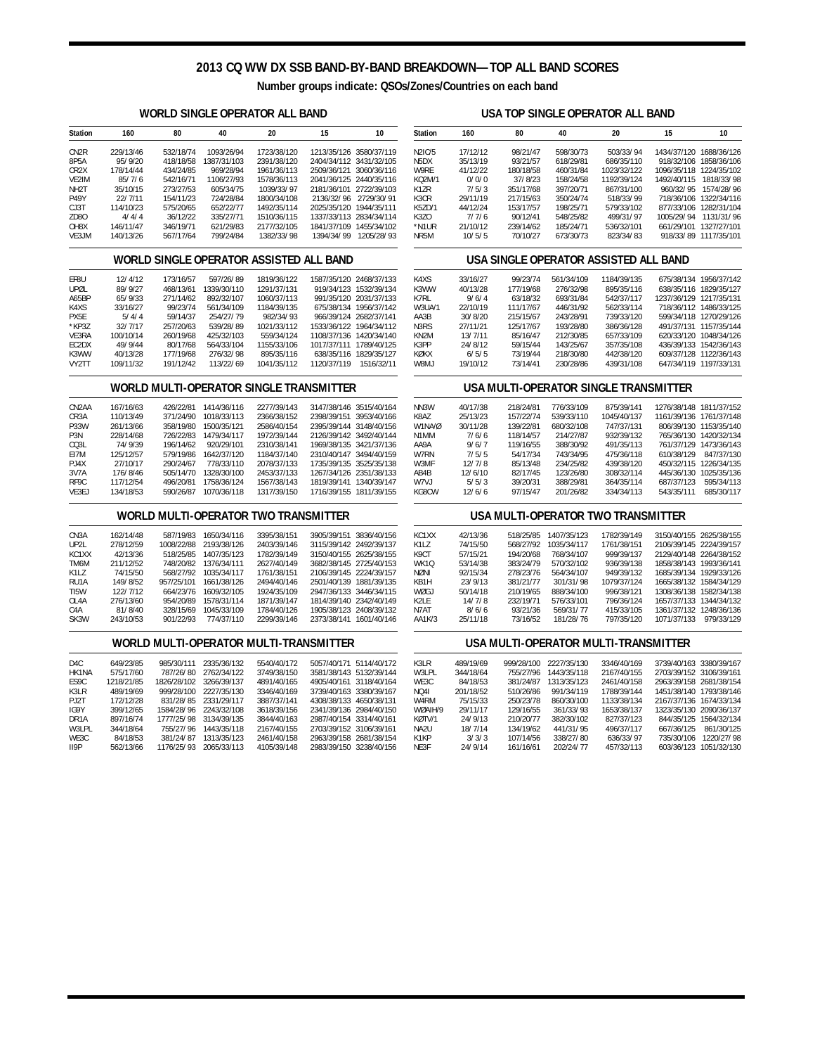# 2013 CQ WW DX SSB BAND-BY-BAND BREAKDOWN—TOP ALL BAND SCORES

**Number groups indicate: QSOs/Zones/Countries on each band**

### WORLD SINGLE OPERATOR ALL BAND

| Station | 160 | 80 | 40 | 20 | 15 | 10 |
|---|---|---|---|---|---|---|
| CN2R | 229/13/46 | 532/18/74 | 1093/26/94 | 1723/38/120 | 1213/35/126 | 3580/37/119 |
| 8P5A | 95/ 9/20 | 418/18/58 | 1387/31/103 | 2391/38/120 | 2404/34/112 | 3431/32/105 |
| CR2X | 178/14/44 | 434/24/85 | 969/28/94 | 1961/36/113 | 2509/36/121 | 3060/36/116 |
| VE2IM | 85/ 7/ 6 | 542/16/71 | 1106/27/93 | 1578/36/113 | 2041/36/125 | 2440/35/116 |
| NH2T | 35/10/15 | 273/27/53 | 605/34/75 | 1039/33/ 97 | 2181/36/101 | 2722/39/103 |
| P49Y | 22/ 7/11 | 154/11/23 | 724/28/84 | 1800/34/108 | 2136/32/ 96 | 2729/30/ 91 |
| CJ3T | 114/10/23 | 575/20/65 | 652/22/77 | 1492/35/114 | 2025/35/120 | 1944/35/111 |
| ZD8O | 4/ 4/ 4 | 36/12/22 | 335/27/71 | 1510/36/115 | 1337/33/113 | 2834/34/114 |
| OH8X | 146/11/47 | 346/19/71 | 621/29/83 | 2177/32/105 | 1841/37/109 | 1455/34/102 |
| VE3JM | 140/13/26 | 567/17/64 | 799/24/84 | 1382/33/ 98 | 1394/34/ 99 | 1205/28/ 93 |

### WORLD SINGLE OPERATOR ASSISTED ALL BAND

| Station | 160 | 80 | 40 | 20 | 15 | 10 |
|---|---|---|---|---|---|---|
| EF8U | 12/ 4/12 | 173/16/57 | 597/26/ 89 | 1819/36/122 | 1587/35/120 | 2468/37/133 |
| UPØL | 89/ 9/27 | 468/13/61 | 1339/30/110 | 1291/37/131 | 919/34/123 | 1532/39/134 |
| A65BP | 65/ 9/33 | 271/14/62 | 892/32/107 | 1060/37/113 | 991/35/120 | 2031/37/133 |
| K4XS | 33/16/27 | 99/23/74 | 561/34/109 | 1184/39/135 | 675/38/134 | 1956/37/142 |
| PX5E | 5/ 4/ 4 | 59/14/37 | 254/27/ 79 | 982/34/ 93 | 966/39/124 | 2682/37/141 |
| *KP3Z | 32/ 7/17 | 257/20/63 | 539/28/ 89 | 1021/33/112 | 1533/36/122 | 1964/34/112 |
| VE3RA | 100/10/14 | 260/19/68 | 425/32/103 | 559/34/124 | 1108/37/136 | 1420/34/140 |
| EC2DX | 49/ 9/44 | 80/17/68 | 564/33/104 | 1155/33/106 | 1017/37/111 | 1789/40/125 |
| K3WW | 40/13/28 | 177/19/68 | 276/32/ 98 | 895/35/116 | 638/35/116 | 1829/35/127 |
| VY2TT | 109/11/32 | 191/12/42 | 113/22/ 69 | 1041/35/112 | 1120/37/119 | 1516/32/11 |

### WORLD MULTI-OPERATOR SINGLE TRANSMITTER

| Station | 160 | 80 | 40 | 20 | 15 | 10 |
|---|---|---|---|---|---|---|
| CN2AA | 167/16/63 | 426/22/81 | 1414/36/116 | 2277/39/143 | 3147/38/146 | 3515/40/164 |
| CR3A | 110/13/49 | 371/24/90 | 1018/33/113 | 2366/38/152 | 2398/39/151 | 3953/40/166 |
| P33W | 261/13/66 | 358/19/80 | 1500/35/121 | 2586/40/154 | 2395/39/144 | 3148/40/156 |
| P3N | 228/14/68 | 726/22/83 | 1479/34/117 | 1972/39/144 | 2126/39/142 | 3492/40/144 |
| CQ3L | 74/ 9/39 | 196/14/62 | 920/29/101 | 2310/38/141 | 1969/38/135 | 3421/37/136 |
| EI7M | 125/12/57 | 579/19/86 | 1642/37/120 | 1184/37/140 | 2310/40/147 | 3494/40/159 |
| PJ4X | 27/10/17 | 290/24/67 | 778/33/110 | 2078/37/133 | 1735/39/135 | 3525/35/138 |
| 3V7A | 176/ 8/46 | 505/14/70 | 1328/30/100 | 2453/37/133 | 1267/34/126 | 2351/38/133 |
| RP9C | 117/12/54 | 496/20/81 | 1758/36/124 | 1567/38/143 | 1819/39/141 | 1340/39/147 |
| VE3EJ | 134/18/53 | 590/26/87 | 1070/36/118 | 1317/39/150 | 1716/39/155 | 1811/39/155 |

### WORLD MULTI-OPERATOR TWO TRANSMITTER

| Station | 160 | 80 | 40 | 20 | 15 | 10 |
|---|---|---|---|---|---|---|
| CN3A | 162/14/48 | 587/19/83 | 1650/34/116 | 3395/38/151 | 3905/39/151 | 3836/40/156 |
| UP2L | 278/12/59 | 1008/22/88 | 2193/38/126 | 2403/39/146 | 3115/39/142 | 2492/39/137 |
| KC1XX | 42/13/36 | 518/25/85 | 1407/35/123 | 1782/39/149 | 3150/40/155 | 2625/38/155 |
| TM6M | 211/12/52 | 748/20/82 | 1376/34/111 | 2627/40/149 | 3682/38/145 | 2725/40/153 |
| K1LZ | 74/15/50 | 568/27/92 | 1035/34/117 | 1761/38/151 | 2106/39/145 | 2224/39/157 |
| RU1A | 149/ 8/52 | 957/25/101 | 1661/38/126 | 2494/40/146 | 2501/40/139 | 1881/39/135 |
| TI5W | 122/ 7/12 | 664/23/76 | 1609/32/105 | 1924/35/109 | 2947/36/133 | 3446/34/115 |
| OL4A | 276/13/60 | 954/20/89 | 1578/31/114 | 1871/39/147 | 1814/39/140 | 2342/40/149 |
| C4A | 81/ 8/40 | 328/15/69 | 1045/33/109 | 1784/40/126 | 1905/38/123 | 2408/39/132 |
| SK3W | 243/10/53 | 901/22/93 | 774/37/110 | 2299/39/146 | 2373/38/141 | 1601/40/146 |

### WORLD MULTI-OPERATOR MULTI-TRANSMITTER

| Station | 160 | 80 | 40 | 20 | 15 | 10 |
|---|---|---|---|---|---|---|
| D4C | 649/23/85 | 985/30/111 | 2335/36/132 | 5540/40/172 | 5057/40/171 | 5114/40/172 |
| HK1NA | 575/17/60 | 787/26/ 80 | 2762/34/122 | 3749/38/150 | 3581/38/143 | 5132/39/144 |
| ES9C | 1218/21/85 | 1826/28/102 | 3266/39/137 | 4891/40/165 | 4905/40/161 | 3118/40/164 |
| K3LR | 489/19/69 | 999/28/100 | 2227/35/130 | 3346/40/169 | 3739/40/163 | 3380/39/167 |
| PJ2T | 172/12/28 | 831/28/ 85 | 2331/29/117 | 3887/37/141 | 4308/38/133 | 4650/38/131 |
| IG9Y | 399/12/65 | 1584/28/ 96 | 2243/32/108 | 3618/39/156 | 2341/39/136 | 2984/40/150 |
| DR1A | 897/16/74 | 1777/25/ 98 | 3134/39/135 | 3844/40/163 | 2987/40/154 | 3314/40/161 |
| W3LPL | 344/18/64 | 755/27/ 96 | 1443/35/118 | 2167/40/155 | 2703/39/152 | 3106/39/161 |
| WE3C | 84/18/53 | 381/24/ 87 | 1313/35/123 | 2461/40/158 | 2963/39/158 | 2681/38/154 |
| II9P | 562/13/66 | 1176/25/ 93 | 2065/33/113 | 4105/39/148 | 2983/39/150 | 3238/40/156 |

### USA TOP SINGLE OPERATOR ALL BAND

| Station | 160 | 80 | 40 | 20 | 15 | 10 |
|---|---|---|---|---|---|---|
| N2IC/5 | 17/12/12 | 98/21/47 | 598/30/73 | 503/33/ 94 | 1434/37/120 | 1688/36/126 |
| N5DX | 35/13/19 | 93/21/57 | 618/29/81 | 686/35/110 | 918/32/106 | 1858/36/106 |
| W9RE | 41/12/22 | 180/18/58 | 460/31/84 | 1023/32/122 | 1096/35/118 | 1224/35/102 |
| KQØM/1 | 0/ 0/ 0 | 37/ 8/23 | 158/24/58 | 1192/39/124 | 1492/40/115 | 1818/33/ 98 |
| K1ZR | 7/ 5/ 3 | 351/17/68 | 397/20/71 | 867/31/100 | 960/32/ 95 | 1574/28/ 96 |
| K3CR | 29/11/19 | 217/15/63 | 350/24/74 | 518/33/ 99 | 718/36/106 | 1322/34/116 |
| K5ZD/1 | 44/12/24 | 153/17/57 | 198/25/71 | 579/33/102 | 877/33/106 | 1282/31/104 |
| K3ZO | 7/ 7/ 6 | 90/12/41 | 548/25/82 | 499/31/ 97 | 1005/29/ 94 | 1131/31/ 96 |
| *N1UR | 21/10/12 | 239/14/62 | 185/24/71 | 536/32/101 | 661/29/101 | 1327/27/101 |
| NR5M | 10/ 5/ 5 | 70/10/27 | 673/30/73 | 823/34/ 83 | 918/33/ 89 | 1117/35/101 |

### USA SINGLE OPERATOR ASSISTED ALL BAND

| Station | 160 | 80 | 40 | 20 | 15 | 10 |
|---|---|---|---|---|---|---|
| K4XS | 33/16/27 | 99/23/74 | 561/34/109 | 1184/39/135 | 675/38/134 | 1956/37/142 |
| K3WW | 40/13/28 | 177/19/68 | 276/32/98 | 895/35/116 | 638/35/116 | 1829/35/127 |
| K7RL | 9/ 6/ 4 | 63/18/32 | 693/31/84 | 542/37/117 | 1237/36/129 | 1217/35/131 |
| W3UA/1 | 22/10/19 | 111/17/67 | 446/31/92 | 562/33/114 | 718/36/112 | 1486/33/125 |
| AA3B | 30/ 8/20 | 215/15/67 | 243/28/91 | 739/33/120 | 599/34/118 | 1270/29/126 |
| N3RS | 27/11/21 | 125/17/67 | 193/28/80 | 386/36/128 | 491/37/131 | 1157/35/144 |
| KN2M | 13/ 7/11 | 85/16/47 | 212/30/85 | 657/33/109 | 620/33/120 | 1048/34/126 |
| K3PP | 24/ 8/12 | 59/15/44 | 143/25/67 | 357/35/108 | 436/39/133 | 1542/36/143 |
| KØKX | 6/ 5/ 5 | 73/19/44 | 218/30/80 | 442/38/120 | 609/37/128 | 1122/36/143 |
| W8MJ | 19/10/12 | 73/14/41 | 230/28/86 | 439/31/108 | 647/34/119 | 1197/33/131 |

### USA MULTI-OPERATOR SINGLE TRANSMITTER

| Station | 160 | 80 | 40 | 20 | 15 | 10 |
|---|---|---|---|---|---|---|
| NN3W | 40/17/38 | 218/24/81 | 776/33/109 | 875/39/141 | 1276/38/148 | 1811/37/152 |
| K8AZ | 25/13/23 | 157/22/74 | 539/33/110 | 1045/40/137 | 1161/39/136 | 1761/37/148 |
| W1NAØ | 30/11/28 | 139/22/81 | 680/32/108 | 747/37/131 | 806/39/130 | 1153/35/140 |
| N1MM | 7/ 6/ 6 | 118/14/57 | 214/27/87 | 932/39/132 | 765/36/130 | 1420/32/134 |
| AA9A | 9/ 6/ 7 | 119/16/55 | 388/30/92 | 491/35/113 | 761/37/129 | 1473/36/143 |
| W7RN | 7/ 5/ 5 | 54/17/34 | 743/34/95 | 475/36/118 | 610/38/129 | 847/37/130 |
| W3MF | 12/ 7/ 8 | 85/13/48 | 234/25/82 | 439/38/120 | 450/32/115 | 1226/34/135 |
| AB4B | 12/ 6/10 | 82/17/45 | 123/26/80 | 308/32/114 | 445/36/130 | 1025/35/136 |
| W7VJ | 5/ 5/ 3 | 39/20/31 | 388/29/81 | 364/35/114 | 687/37/123 | 595/34/113 |
| KG8CW | 12/ 6/ 6 | 97/15/47 | 201/26/82 | 334/34/113 | 543/35/111 | 685/30/117 |

### USA MULTI-OPERATOR TWO TRANSMITTER

| Station | 160 | 80 | 40 | 20 | 15 | 10 |
|---|---|---|---|---|---|---|
| KC1XX | 42/13/36 | 518/25/85 | 1407/35/123 | 1782/39/149 | 3150/40/155 | 2625/38/155 |
| K1LZ | 74/15/50 | 568/27/92 | 1035/34/117 | 1761/38/151 | 2106/39/145 | 2224/39/157 |
| K9CT | 57/15/21 | 194/20/68 | 768/34/107 | 999/39/137 | 2129/40/148 | 2264/38/152 |
| WK1Q | 53/14/38 | 383/24/79 | 570/32/102 | 936/39/138 | 1858/38/143 | 1993/36/141 |
| NØNI | 92/15/34 | 278/23/76 | 564/34/107 | 949/39/132 | 1685/39/134 | 1929/33/126 |
| KB1H | 23/ 9/13 | 381/21/77 | 301/31/ 98 | 1079/37/124 | 1665/38/132 | 1584/34/129 |
| WØGJ | 50/14/18 | 210/19/65 | 888/34/100 | 996/38/121 | 1308/36/138 | 1582/34/138 |
| K2LE | 14/ 7/ 8 | 232/19/71 | 576/33/101 | 796/36/124 | 1657/37/133 | 1344/34/132 |
| N7AT | 8/ 6/ 6 | 93/21/36 | 569/31/ 77 | 415/33/105 | 1361/37/132 | 1248/36/136 |
| AA1K/3 | 25/11/18 | 73/16/52 | 181/28/ 76 | 797/35/120 | 1071/37/133 | 979/33/129 |

### USA MULTI-OPERATOR MULTI-TRANSMITTER

| Station | 160 | 80 | 40 | 20 | 15 | 10 |
|---|---|---|---|---|---|---|
| K3LR | 489/19/69 | 999/28/100 | 2227/35/130 | 3346/40/169 | 3739/40/163 | 3380/39/167 |
| W3LPL | 344/18/64 | 755/27/96 | 1443/35/118 | 2167/40/155 | 2703/39/152 | 3106/39/161 |
| WE3C | 84/18/53 | 381/24/87 | 1313/35/123 | 2461/40/158 | 2963/39/158 | 2681/38/154 |
| NQ4I | 201/18/52 | 510/26/86 | 991/34/119 | 1788/39/144 | 1451/38/140 | 1793/38/146 |
| W4RM | 75/15/33 | 250/23/78 | 860/30/100 | 1133/38/134 | 2167/37/136 | 1674/33/134 |
| WØAIH/9 | 29/11/17 | 129/16/55 | 361/33/ 93 | 1653/38/137 | 1323/35/130 | 2090/36/137 |
| KØTV/1 | 24/ 9/13 | 210/20/77 | 382/30/102 | 827/37/123 | 844/35/125 | 1564/32/134 |
| NA2U | 18/ 7/14 | 134/19/62 | 441/31/ 95 | 496/37/117 | 667/36/125 | 861/30/125 |
| K1KP | 3/ 3/ 3 | 107/14/56 | 338/27/ 80 | 636/33/ 97 | 735/30/106 | 1220/27/ 98 |
| NE3F | 24/ 9/14 | 161/16/61 | 202/24/ 77 | 457/32/113 | 603/36/123 | 1051/32/130 |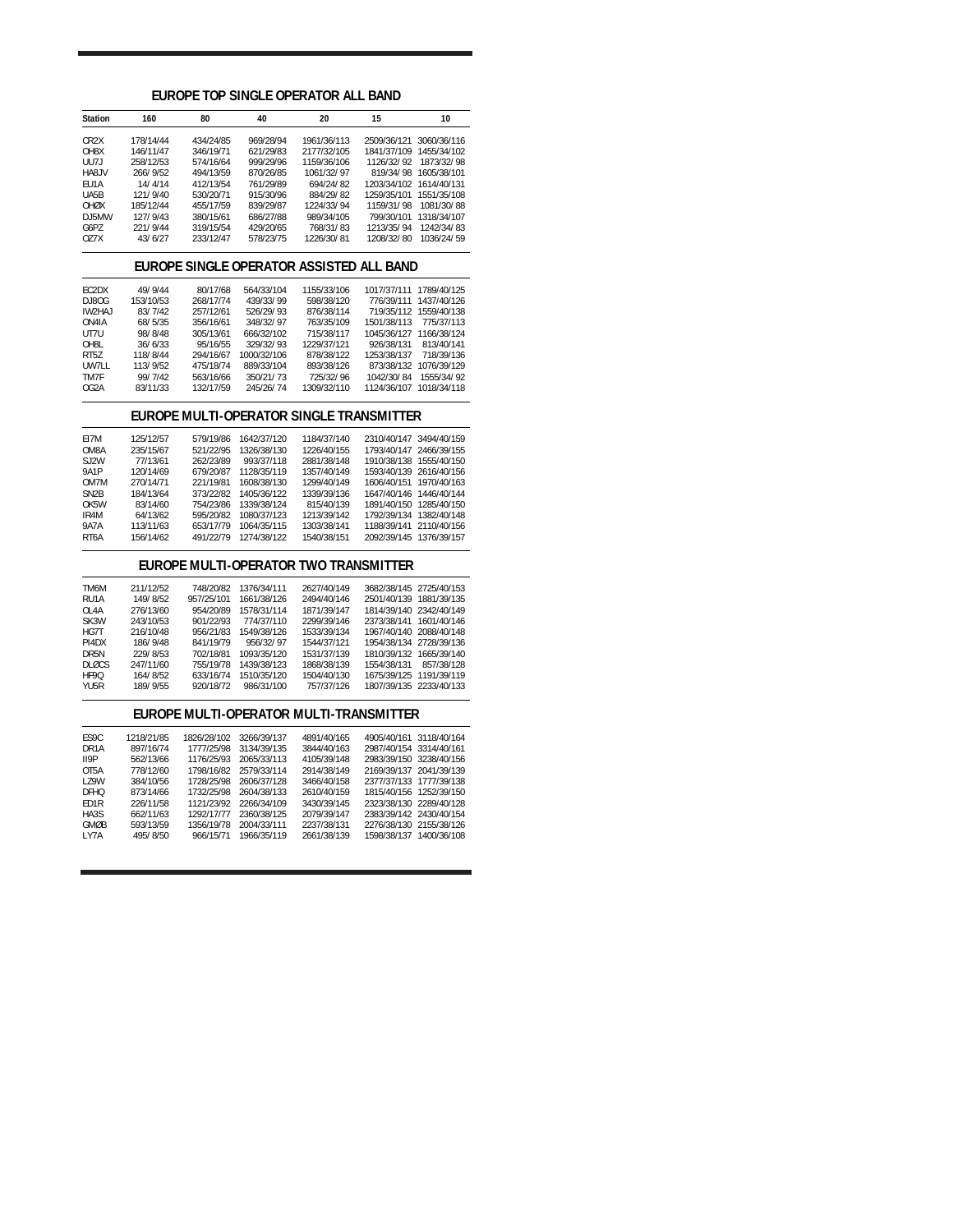### EUROPE TOP SINGLE OPERATOR ALL BAND

| Station | 160 | 80 | 40 | 20 | 15 | 10 |
|---|---|---|---|---|---|---|
| CR2X | 178/14/44 | 434/24/85 | 969/28/94 | 1961/36/113 | 2509/36/121 | 3060/36/116 |
| OH8X | 146/11/47 | 346/19/71 | 621/29/83 | 2177/32/105 | 1841/37/109 | 1455/34/102 |
| UU7J | 258/12/53 | 574/16/64 | 999/29/96 | 1159/36/106 | 1126/32/ 92 | 1873/32/ 98 |
| HA8JV | 266/ 9/52 | 494/13/59 | 870/26/85 | 1061/32/ 97 | 819/34/ 98 | 1605/38/101 |
| EU1A | 14/ 4/14 | 412/13/54 | 761/29/89 | 694/24/ 82 | 1203/34/102 | 1614/40/131 |
| UA5B | 121/ 9/40 | 530/20/71 | 915/30/96 | 884/29/ 82 | 1259/35/101 | 1551/35/108 |
| OHØX | 185/12/44 | 455/17/59 | 839/29/87 | 1224/33/ 94 | 1159/31/ 98 | 1081/30/ 88 |
| DJ5MW | 127/ 9/43 | 380/15/61 | 686/27/88 | 989/34/105 | 799/30/101 | 1318/34/107 |
| G6PZ | 221/ 9/44 | 319/15/54 | 429/20/65 | 768/31/ 83 | 1213/35/ 94 | 1242/34/ 83 |
| OZ7X | 43/ 6/27 | 233/12/47 | 578/23/75 | 1226/30/ 81 | 1208/32/ 80 | 1036/24/ 59 |

### EUROPE SINGLE OPERATOR ASSISTED ALL BAND

| Station | 160 | 80 | 40 | 20 | 15 | 10 |
|---|---|---|---|---|---|---|
| EC2DX | 49/ 9/44 | 80/17/68 | 564/33/104 | 1155/33/106 | 1017/37/111 | 1789/40/125 |
| DJ8OG | 153/10/53 | 268/17/74 | 439/33/ 99 | 598/38/120 | 776/39/111 | 1437/40/126 |
| IW2HAJ | 83/ 7/42 | 257/12/61 | 526/29/ 93 | 876/38/114 | 719/35/112 | 1559/40/138 |
| ON4IA | 68/ 5/35 | 356/16/61 | 348/32/ 97 | 763/35/109 | 1501/38/113 | 775/37/113 |
| UT7U | 98/ 8/48 | 305/13/61 | 666/32/102 | 715/38/117 | 1045/36/127 | 1166/38/124 |
| OH8L | 36/ 6/33 | 95/16/55 | 329/32/ 93 | 1229/37/121 | 926/38/131 | 813/40/141 |
| RT5Z | 118/ 8/44 | 294/16/67 | 1000/32/106 | 878/38/122 | 1253/38/137 | 718/39/136 |
| UW7LL | 113/ 9/52 | 475/18/74 | 889/33/104 | 893/38/126 | 873/38/132 | 1076/39/129 |
| TM7F | 99/ 7/42 | 563/16/66 | 350/21/ 73 | 725/32/ 96 | 1042/30/ 84 | 1555/34/ 92 |
| OG2A | 83/11/33 | 132/17/59 | 245/26/ 74 | 1309/32/110 | 1124/36/107 | 1018/34/118 |

### EUROPE MULTI-OPERATOR SINGLE TRANSMITTER

| Station | 160 | 80 | 40 | 20 | 15 | 10 |
|---|---|---|---|---|---|---|
| EI7M | 125/12/57 | 579/19/86 | 1642/37/120 | 1184/37/140 | 2310/40/147 | 3494/40/159 |
| OM8A | 235/15/67 | 521/22/95 | 1326/38/130 | 1226/40/155 | 1793/40/147 | 2466/39/155 |
| SJ2W | 77/13/61 | 262/23/89 | 993/37/118 | 2881/38/148 | 1910/38/138 | 1555/40/150 |
| 9A1P | 120/14/69 | 679/20/87 | 1128/35/119 | 1357/40/149 | 1593/40/139 | 2616/40/156 |
| OM7M | 270/14/71 | 221/19/81 | 1608/38/130 | 1299/40/149 | 1606/40/151 | 1970/40/163 |
| SN2B | 184/13/64 | 373/22/82 | 1405/36/122 | 1339/39/136 | 1647/40/146 | 1446/40/144 |
| OK5W | 83/14/60 | 754/23/86 | 1339/38/124 | 815/40/139 | 1891/40/150 | 1285/40/150 |
| IR4M | 64/13/62 | 595/20/82 | 1080/37/123 | 1213/39/142 | 1792/39/134 | 1382/40/148 |
| 9A7A | 113/11/63 | 653/17/79 | 1064/35/115 | 1303/38/141 | 1188/39/141 | 2110/40/156 |
| RT6A | 156/14/62 | 491/22/79 | 1274/38/122 | 1540/38/151 | 2092/39/145 | 1376/39/157 |

### EUROPE MULTI-OPERATOR TWO TRANSMITTER

| Station | 160 | 80 | 40 | 20 | 15 | 10 |
|---|---|---|---|---|---|---|
| TM6M | 211/12/52 | 748/20/82 | 1376/34/111 | 2627/40/149 | 3682/38/145 | 2725/40/153 |
| RU1A | 149/ 8/52 | 957/25/101 | 1661/38/126 | 2494/40/146 | 2501/40/139 | 1881/39/135 |
| OL4A | 276/13/60 | 954/20/89 | 1578/31/114 | 1871/39/147 | 1814/39/140 | 2342/40/149 |
| SK3W | 243/10/53 | 901/22/93 | 774/37/110 | 2299/39/146 | 2373/38/141 | 1601/40/146 |
| HG7T | 216/10/48 | 956/21/83 | 1549/38/126 | 1533/39/134 | 1967/40/140 | 2088/40/148 |
| PI4DX | 186/ 9/48 | 841/19/79 | 956/32/ 97 | 1544/37/121 | 1954/38/134 | 2728/39/136 |
| DR5N | 229/ 8/53 | 702/18/81 | 1093/35/120 | 1531/37/139 | 1810/39/132 | 1665/39/140 |
| DLØCS | 247/11/60 | 755/19/78 | 1439/38/123 | 1868/38/139 | 1554/38/131 | 857/38/128 |
| HF9Q | 164/ 8/52 | 633/16/74 | 1510/35/120 | 1504/40/130 | 1675/39/125 | 1191/39/119 |
| YU5R | 189/ 9/55 | 920/18/72 | 986/31/100 | 757/37/126 | 1807/39/135 | 2233/40/133 |

### EUROPE MULTI-OPERATOR MULTI-TRANSMITTER

| Station | 160 | 80 | 40 | 20 | 15 | 10 |
|---|---|---|---|---|---|---|
| ES9C | 1218/21/85 | 1826/28/102 | 3266/39/137 | 4891/40/165 | 4905/40/161 | 3118/40/164 |
| DR1A | 897/16/74 | 1777/25/98 | 3134/39/135 | 3844/40/163 | 2987/40/154 | 3314/40/161 |
| II9P | 562/13/66 | 1176/25/93 | 2065/33/113 | 4105/39/148 | 2983/39/150 | 3238/40/156 |
| OT5A | 778/12/60 | 1798/16/82 | 2579/33/114 | 2914/38/149 | 2169/39/137 | 2041/39/139 |
| LZ9W | 384/10/56 | 1728/25/98 | 2606/37/128 | 3466/40/158 | 2377/37/133 | 1777/39/138 |
| DFHQ | 873/14/66 | 1732/25/98 | 2604/38/133 | 2610/40/159 | 1815/40/156 | 1252/39/150 |
| ED1R | 226/11/58 | 1121/23/92 | 2266/34/109 | 3430/39/145 | 2323/38/130 | 2289/40/128 |
| HA3S | 662/11/63 | 1292/17/77 | 2360/38/125 | 2079/39/147 | 2383/39/142 | 2430/40/154 |
| GMØB | 593/13/59 | 1356/19/78 | 2004/33/111 | 2237/38/131 | 2276/38/130 | 2155/38/126 |
| LY7A | 495/ 8/50 | 966/15/71 | 1966/35/119 | 2661/38/139 | 1598/38/137 | 1400/36/108 |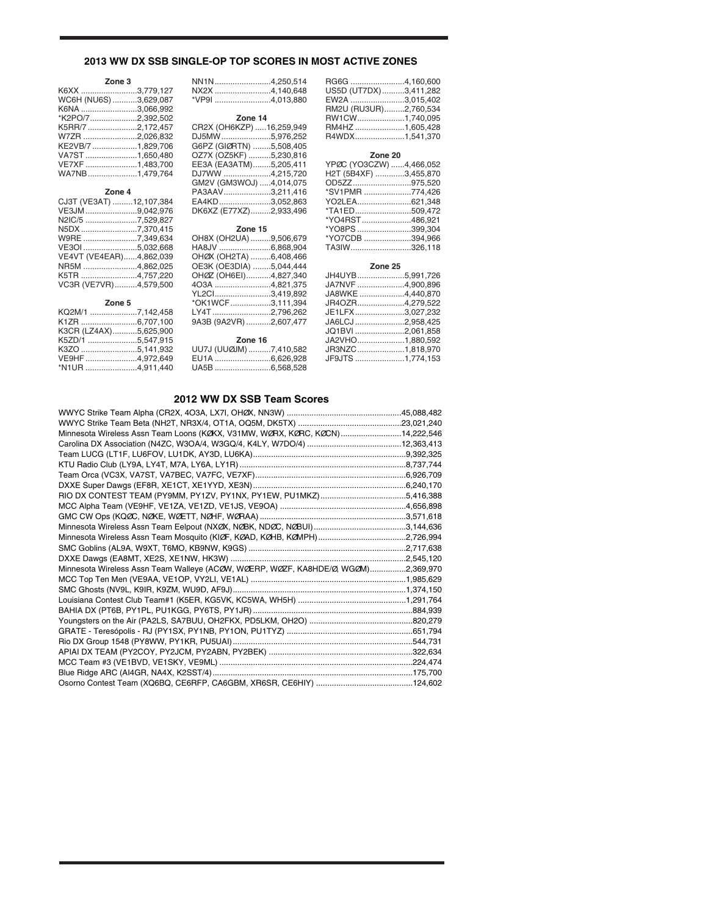## 2013 WW DX SSB SINGLE-OP TOP SCORES IN MOST ACTIVE ZONES

**Zone 3**

| | |
|---|---|
| K6XX | 3,779,127 |
| WC6H (NU6S) | 3,629,087 |
| K6NA | 3,066,992 |
| *K2PO/7 | 2,392,502 |
| K5RR/7 | 2,172,457 |
| W7ZR | 2,026,832 |
| KE2VB/7 | 1,829,706 |
| VA7ST | 1,650,480 |
| VE7XF | 1,483,700 |
| WA7NB | 1,479,764 |

**Zone 4**

| | |
|---|---|
| CJ3T (VE3AT) | 12,107,384 |
| VE3JM | 9,042,976 |
| N2IC/5 | 7,529,827 |
| N5DX | 7,370,415 |
| W9RE | 7,349,634 |
| VE3OI | 5,032,668 |
| VE4VT (VE4EAR) | 4,862,039 |
| NR5M | 4,862,025 |
| K5TR | 4,757,220 |
| VC3R (VE7VR) | 4,579,500 |

**Zone 5**

| | |
|---|---|
| KQ2M/1 | 7,142,458 |
| K1ZR | 6,707,100 |
| K3CR (LZ4AX) | 5,625,900 |
| K5ZD/1 | 5,547,915 |
| K3ZO | 5,141,932 |
| VE9HF | 4,972,649 |
| *N1UR | 4,911,440 |
| NN1N | 4,250,514 |
| NX2X | 4,140,648 |
| *VP9I | 4,013,880 |

**Zone 14**

| | |
|---|---|
| CR2X (OH6KZP) | 16,259,949 |
| DJ5MW | 5,976,252 |
| G6PZ (GIØRTN) | 5,508,405 |
| OZ7X (OZ5KF) | 5,230,816 |
| EE3A (EA3ATM) | 5,205,411 |
| DJ7WW | 4,215,720 |
| GM2V (GM3WOJ) | 4,014,075 |
| PA3AAV | 3,211,416 |
| EA4KD | 3,052,863 |
| DK6XZ (E77XZ) | 2,933,496 |

**Zone 15**

| | |
|---|---|
| OH8X (OH2UA) | 9,506,679 |
| HA8JV | 6,868,904 |
| OHØX (OH2TA) | 6,408,466 |
| OE3K (OE3DIA) | 5,044,444 |
| OHØZ (OH6EI) | 4,827,340 |
| 4O3A | 4,821,375 |
| YL2CI | 3,419,892 |
| *OK1WCF | 3,111,394 |
| LY4T | 2,796,262 |
| 9A3B (9A2VR) | 2,607,477 |

**Zone 16**

| | |
|---|---|
| UU7J (UUØJM) | 7,410,582 |
| EU1A | 6,626,928 |
| UA5B | 6,568,528 |
| RG6G | 4,160,600 |
| US5D (UT7DX) | 3,411,282 |
| EW2A | 3,015,402 |
| RM2U (RU3UR) | 2,760,534 |
| RW1CW | 1,740,095 |
| RM4HZ | 1,605,428 |
| R4WDX | 1,541,370 |

**Zone 20**

| | |
|---|---|
| YPØC (YO3CZW) | 4,466,052 |
| H2T (5B4XF) | 3,455,870 |
| OD5ZZ | 975,520 |
| *SV1PMR | 774,426 |
| YO2LEA | 621,348 |
| *TA1ED | 509,472 |
| *YO4RST | 486,921 |
| *YO8PS | 399,304 |
| *YO7CDB | 394,966 |
| TA3IW | 326,118 |

**Zone 25**

| | |
|---|---|
| JH4UYB | 5,991,726 |
| JA7NVF | 4,900,896 |
| JA8WKE | 4,440,870 |
| JR4OZR | 4,279,522 |
| JE1LFX | 3,027,232 |
| JA6LCJ | 2,958,425 |
| JQ1BVI | 2,061,858 |
| JA2VHO | 1,880,592 |
| JR3NZC | 1,818,970 |
| JF9JTS | 1,774,153 |

## 2012 WW DX SSB Team Scores

| | |
|---|---|
| WWYC Strike Team Alpha (CR2X, 4O3A, LX7I, OHØX, NN3W) | 45,088,482 |
| WWYC Strike Team Beta (NH2T, NR3X/4, OT1A, OQ5M, DK5TX) | 23,021,240 |
| Minnesota Wireless Assn Team Loons (KØKX, V31MW, WØRX, KØRC, KØCN) | 14,222,546 |
| Carolina DX Association (N4ZC, W3OA/4, W3GQ/4, K4LY, W7DO/4) | 12,363,413 |
| Team LUCG (LT1F, LU6FOV, LU1DK, AY3D, LU6KA) | 9,392,325 |
| KTU Radio Club (LY9A, LY4T, M7A, LY6A, LY1R) | 8,737,744 |
| Team Orca (VC3X, VA7ST, VA7BEC, VA7FC, VE7XF) | 6,926,709 |
| DXXE Super Dawgs (EF8R, XE1CT, XE1YYD, XE3N) | 6,240,170 |
| RIO DX CONTEST TEAM (PY9MM, PY1ZV, PY1NX, PY1EW, PU1MKZ) | 5,416,388 |
| MCC Alpha Team (VE9HF, VE1ZA, VE1ZD, VE1JS, VE9OA) | 4,656,898 |
| GMC CW Ops (KQØC, NØKE, WØETT, NØHF, WØRAA) | 3,571,618 |
| Minnesota Wireless Assn Team Eelpout (NXØX, NØBK, NDØC, NØBUI) | 3,144,636 |
| Minnesota Wireless Assn Team Mosquito (KIØF, KØAD, KØHB, KØMPH) | 2,726,994 |
| SMC Goblins (AL9A, W9XT, T6MO, KB9NW, K9GS) | 2,717,638 |
| DXXE Dawgs (EA8MT, XE2S, XE1NW, HK3W) | 2,545,120 |
| Minnesota Wireless Assn Team Walleye (ACØW, WØERP, WØZF, KA8HDE/Ø, WGØM) | 2,369,970 |
| MCC Top Ten Men (VE9AA, VE1OP, VY2LI, VE1AL) | 1,985,629 |
| SMC Ghosts (NV9L, K9IR, K9ZM, WU9D, AF9J) | 1,374,150 |
| Louisiana Contest Club Team#1 (K5ER, KG5VK, KC5WA, WH5H) | 1,291,764 |
| BAHIA DX (PT6B, PY1PL, PU1KGG, PY6TS, PY1JR) | 884,939 |
| Youngsters on the Air (PA2LS, SA7BUU, OH2FKX, PD5LKM, OH2O) | 820,279 |
| GRATE - Teresópolis - RJ (PY1SX, PY1NB, PY1ON, PU1TYZ) | 651,794 |
| Rio DX Group 1548 (PY8WW, PY1KR, PU5UAI) | 544,731 |
| APIAI DX TEAM (PY2COY, PY2JCM, PY2ABN, PY2BEK) | 322,634 |
| MCC Team #3 (VE1BVD, VE1SKY, VE9ML) | 224,474 |
| Blue Ridge ARC (AI4GR, NA4X, K2SST/4) | 175,700 |
| Osorno Contest Team (XQ6BQ, CE6RFP, CA6GBM, XR6SR, CE6HIY) | 124,602 |